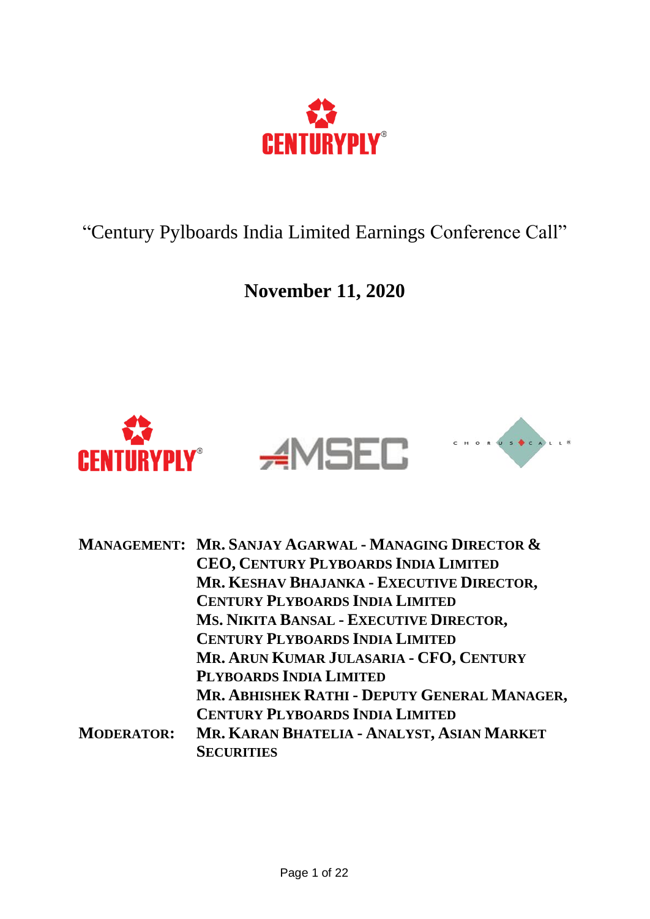# "Century Pylboards India Limited Earnings Conference Call"

## November 11, 2020

**MANAGEMENT:** **MR. SANJAY AGARWAL - MANAGING DIRECTOR & CEO, CENTURY PLYBOARDS INDIA LIMITED**
**MR. KESHAV BHAJANKA - EXECUTIVE DIRECTOR, CENTURY PLYBOARDS INDIA LIMITED**
**MS. NIKITA BANSAL - EXECUTIVE DIRECTOR, CENTURY PLYBOARDS INDIA LIMITED**
**MR. ARUN KUMAR JULASARIA - CFO, CENTURY PLYBOARDS INDIA LIMITED**
**MR. ABHISHEK RATHI - DEPUTY GENERAL MANAGER, CENTURY PLYBOARDS INDIA LIMITED**

**MODERATOR:** **MR. KARAN BHATELIA - ANALYST, ASIAN MARKET SECURITIES**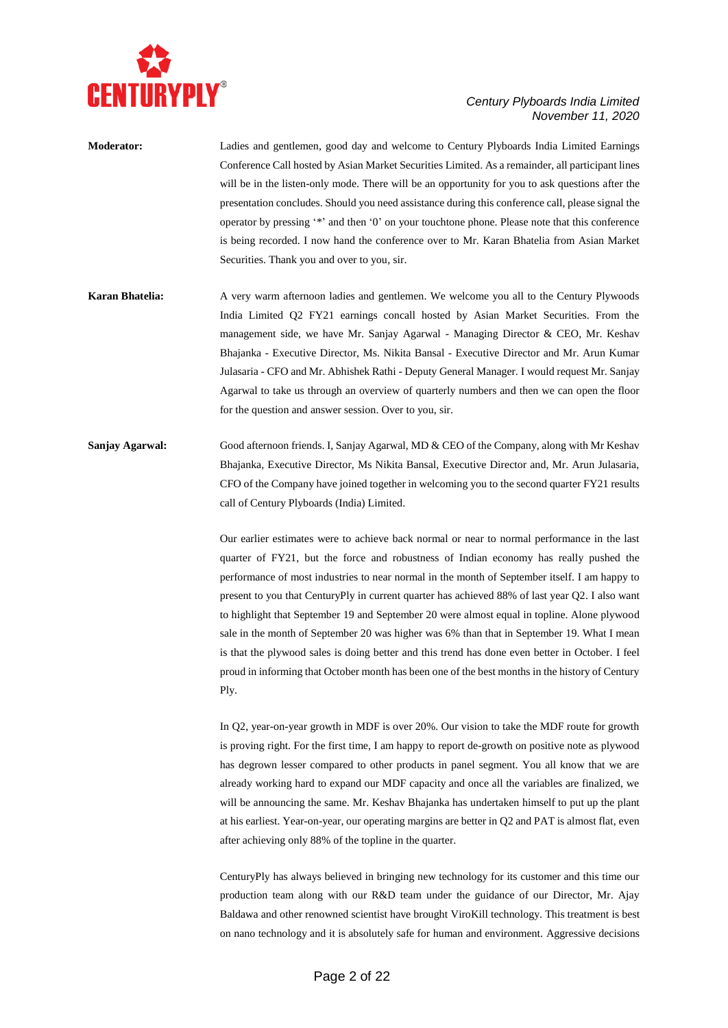**Moderator:** Ladies and gentlemen, good day and welcome to Century Plyboards India Limited Earnings Conference Call hosted by Asian Market Securities Limited. As a remainder, all participant lines will be in the listen-only mode. There will be an opportunity for you to ask questions after the presentation concludes. Should you need assistance during this conference call, please signal the operator by pressing '*' and then '0' on your touchtone phone. Please note that this conference is being recorded. I now hand the conference over to Mr. Karan Bhatelia from Asian Market Securities. Thank you and over to you, sir.

**Karan Bhatelia:** A very warm afternoon ladies and gentlemen. We welcome you all to the Century Plywoods India Limited Q2 FY21 earnings concall hosted by Asian Market Securities. From the management side, we have Mr. Sanjay Agarwal - Managing Director & CEO, Mr. Keshav Bhajanka - Executive Director, Ms. Nikita Bansal - Executive Director and Mr. Arun Kumar Julasaria - CFO and Mr. Abhishek Rathi - Deputy General Manager. I would request Mr. Sanjay Agarwal to take us through an overview of quarterly numbers and then we can open the floor for the question and answer session. Over to you, sir.

**Sanjay Agarwal:** Good afternoon friends. I, Sanjay Agarwal, MD & CEO of the Company, along with Mr Keshav Bhajanka, Executive Director, Ms Nikita Bansal, Executive Director and, Mr. Arun Julasaria, CFO of the Company have joined together in welcoming you to the second quarter FY21 results call of Century Plyboards (India) Limited.

Our earlier estimates were to achieve back normal or near to normal performance in the last quarter of FY21, but the force and robustness of Indian economy has really pushed the performance of most industries to near normal in the month of September itself. I am happy to present to you that CenturyPly in current quarter has achieved 88% of last year Q2. I also want to highlight that September 19 and September 20 were almost equal in topline. Alone plywood sale in the month of September 20 was higher was 6% than that in September 19. What I mean is that the plywood sales is doing better and this trend has done even better in October. I feel proud in informing that October month has been one of the best months in the history of Century Ply.

In Q2, year-on-year growth in MDF is over 20%. Our vision to take the MDF route for growth is proving right. For the first time, I am happy to report de-growth on positive note as plywood has degrown lesser compared to other products in panel segment. You all know that we are already working hard to expand our MDF capacity and once all the variables are finalized, we will be announcing the same. Mr. Keshav Bhajanka has undertaken himself to put up the plant at his earliest. Year-on-year, our operating margins are better in Q2 and PAT is almost flat, even after achieving only 88% of the topline in the quarter.

CenturyPly has always believed in bringing new technology for its customer and this time our production team along with our R&D team under the guidance of our Director, Mr. Ajay Baldawa and other renowned scientist have brought ViroKill technology. This treatment is best on nano technology and it is absolutely safe for human and environment. Aggressive decisions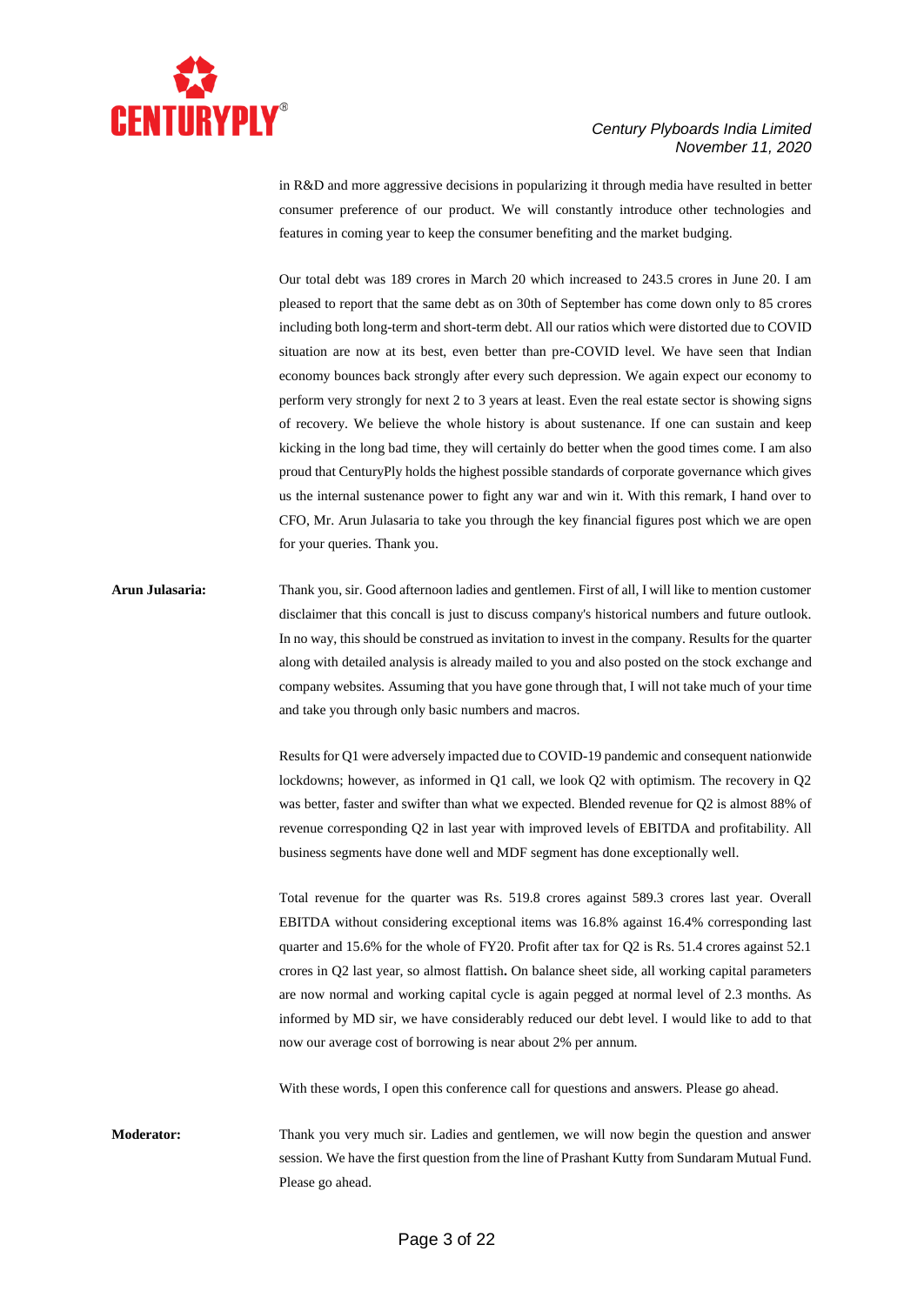in R&D and more aggressive decisions in popularizing it through media have resulted in better consumer preference of our product. We will constantly introduce other technologies and features in coming year to keep the consumer benefiting and the market budging.

Our total debt was 189 crores in March 20 which increased to 243.5 crores in June 20. I am pleased to report that the same debt as on 30th of September has come down only to 85 crores including both long-term and short-term debt. All our ratios which were distorted due to COVID situation are now at its best, even better than pre-COVID level. We have seen that Indian economy bounces back strongly after every such depression. We again expect our economy to perform very strongly for next 2 to 3 years at least. Even the real estate sector is showing signs of recovery. We believe the whole history is about sustenance. If one can sustain and keep kicking in the long bad time, they will certainly do better when the good times come. I am also proud that CenturyPly holds the highest possible standards of corporate governance which gives us the internal sustenance power to fight any war and win it. With this remark, I hand over to CFO, Mr. Arun Julasaria to take you through the key financial figures post which we are open for your queries. Thank you.

**Arun Julasaria:** Thank you, sir. Good afternoon ladies and gentlemen. First of all, I will like to mention customer disclaimer that this concall is just to discuss company's historical numbers and future outlook. In no way, this should be construed as invitation to invest in the company. Results for the quarter along with detailed analysis is already mailed to you and also posted on the stock exchange and company websites. Assuming that you have gone through that, I will not take much of your time and take you through only basic numbers and macros.

Results for Q1 were adversely impacted due to COVID-19 pandemic and consequent nationwide lockdowns; however, as informed in Q1 call, we look Q2 with optimism. The recovery in Q2 was better, faster and swifter than what we expected. Blended revenue for Q2 is almost 88% of revenue corresponding Q2 in last year with improved levels of EBITDA and profitability. All business segments have done well and MDF segment has done exceptionally well.

Total revenue for the quarter was Rs. 519.8 crores against 589.3 crores last year. Overall EBITDA without considering exceptional items was 16.8% against 16.4% corresponding last quarter and 15.6% for the whole of FY20. Profit after tax for Q2 is Rs. 51.4 crores against 52.1 crores in Q2 last year, so almost flattish**.** On balance sheet side, all working capital parameters are now normal and working capital cycle is again pegged at normal level of 2.3 months. As informed by MD sir, we have considerably reduced our debt level. I would like to add to that now our average cost of borrowing is near about 2% per annum.

With these words, I open this conference call for questions and answers. Please go ahead.

**Moderator:** Thank you very much sir. Ladies and gentlemen, we will now begin the question and answer session. We have the first question from the line of Prashant Kutty from Sundaram Mutual Fund. Please go ahead.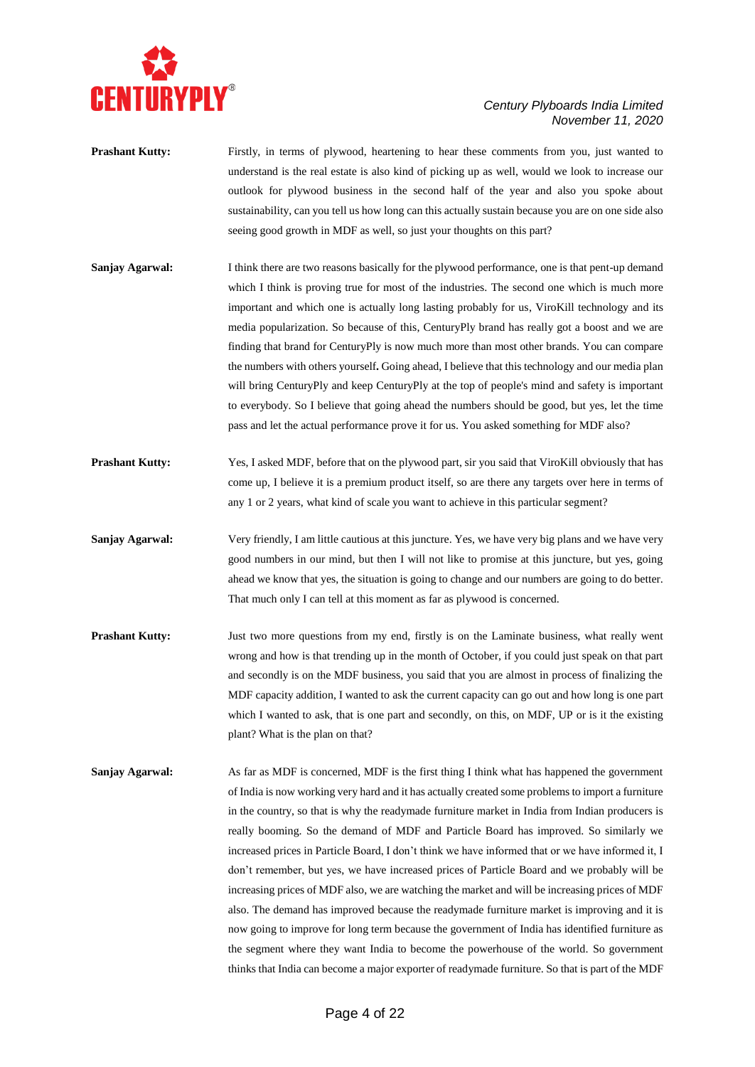**Prashant Kutty:** Firstly, in terms of plywood, heartening to hear these comments from you, just wanted to understand is the real estate is also kind of picking up as well, would we look to increase our outlook for plywood business in the second half of the year and also you spoke about sustainability, can you tell us how long can this actually sustain because you are on one side also seeing good growth in MDF as well, so just your thoughts on this part?

**Sanjay Agarwal:** I think there are two reasons basically for the plywood performance, one is that pent-up demand which I think is proving true for most of the industries. The second one which is much more important and which one is actually long lasting probably for us, ViroKill technology and its media popularization. So because of this, CenturyPly brand has really got a boost and we are finding that brand for CenturyPly is now much more than most other brands. You can compare the numbers with others yourself**.** Going ahead, I believe that this technology and our media plan will bring CenturyPly and keep CenturyPly at the top of people's mind and safety is important to everybody. So I believe that going ahead the numbers should be good, but yes, let the time pass and let the actual performance prove it for us. You asked something for MDF also?

**Prashant Kutty:** Yes, I asked MDF, before that on the plywood part, sir you said that ViroKill obviously that has come up, I believe it is a premium product itself, so are there any targets over here in terms of any 1 or 2 years, what kind of scale you want to achieve in this particular segment?

**Sanjay Agarwal:** Very friendly, I am little cautious at this juncture. Yes, we have very big plans and we have very good numbers in our mind, but then I will not like to promise at this juncture, but yes, going ahead we know that yes, the situation is going to change and our numbers are going to do better. That much only I can tell at this moment as far as plywood is concerned.

**Prashant Kutty:** Just two more questions from my end, firstly is on the Laminate business, what really went wrong and how is that trending up in the month of October, if you could just speak on that part and secondly is on the MDF business, you said that you are almost in process of finalizing the MDF capacity addition, I wanted to ask the current capacity can go out and how long is one part which I wanted to ask, that is one part and secondly, on this, on MDF, UP or is it the existing plant? What is the plan on that?

**Sanjay Agarwal:** As far as MDF is concerned, MDF is the first thing I think what has happened the government of India is now working very hard and it has actually created some problems to import a furniture in the country, so that is why the readymade furniture market in India from Indian producers is really booming. So the demand of MDF and Particle Board has improved. So similarly we increased prices in Particle Board, I don't think we have informed that or we have informed it, I don't remember, but yes, we have increased prices of Particle Board and we probably will be increasing prices of MDF also, we are watching the market and will be increasing prices of MDF also. The demand has improved because the readymade furniture market is improving and it is now going to improve for long term because the government of India has identified furniture as the segment where they want India to become the powerhouse of the world. So government thinks that India can become a major exporter of readymade furniture. So that is part of the MDF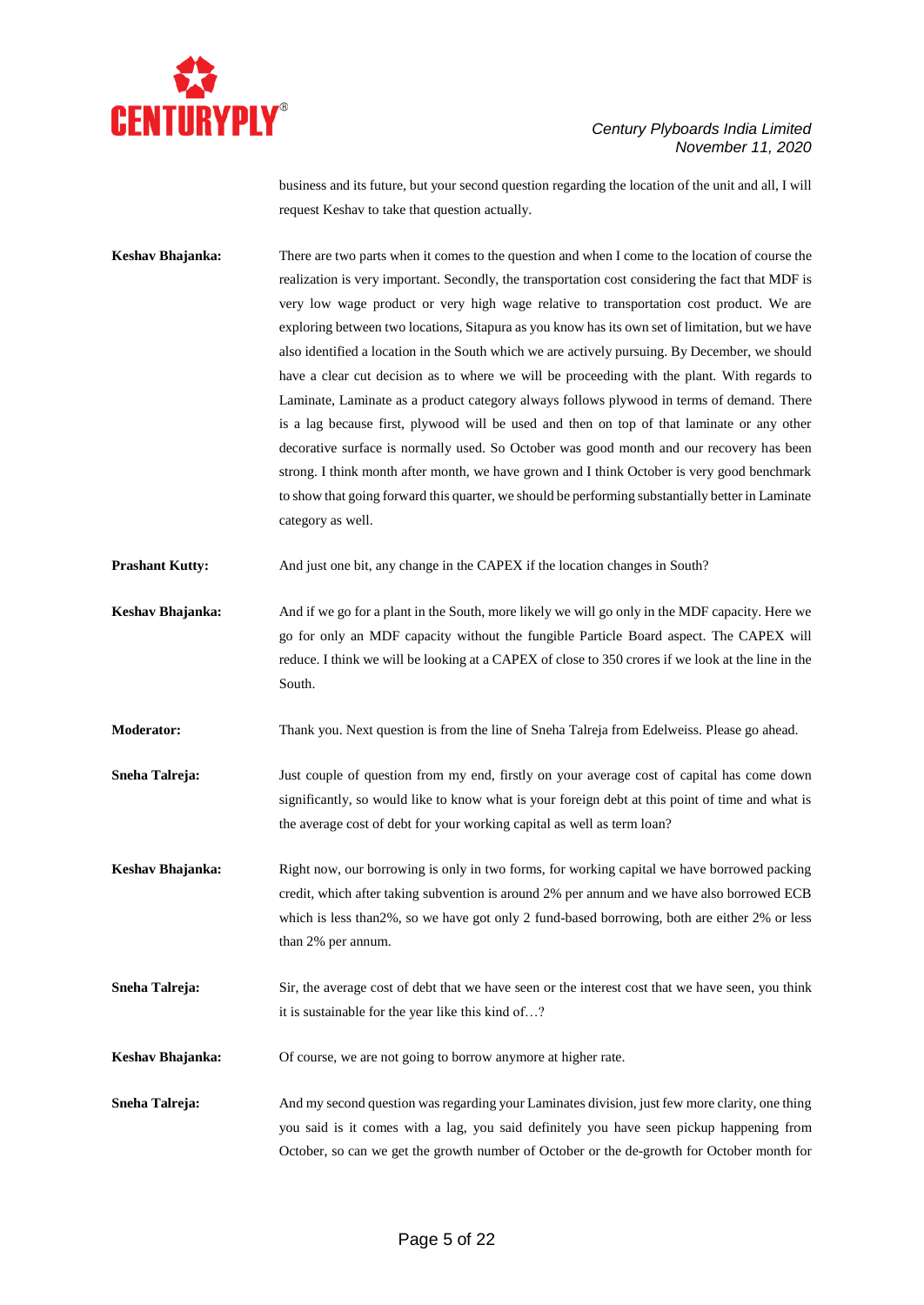business and its future, but your second question regarding the location of the unit and all, I will request Keshav to take that question actually.

**Keshav Bhajanka:** There are two parts when it comes to the question and when I come to the location of course the realization is very important. Secondly, the transportation cost considering the fact that MDF is very low wage product or very high wage relative to transportation cost product. We are exploring between two locations, Sitapura as you know has its own set of limitation, but we have also identified a location in the South which we are actively pursuing. By December, we should have a clear cut decision as to where we will be proceeding with the plant. With regards to Laminate, Laminate as a product category always follows plywood in terms of demand. There is a lag because first, plywood will be used and then on top of that laminate or any other decorative surface is normally used. So October was good month and our recovery has been strong. I think month after month, we have grown and I think October is very good benchmark to show that going forward this quarter, we should be performing substantially better in Laminate category as well.

**Prashant Kutty:** And just one bit, any change in the CAPEX if the location changes in South?

**Keshav Bhajanka:** And if we go for a plant in the South, more likely we will go only in the MDF capacity. Here we go for only an MDF capacity without the fungible Particle Board aspect. The CAPEX will reduce. I think we will be looking at a CAPEX of close to 350 crores if we look at the line in the South.

**Moderator:** Thank you. Next question is from the line of Sneha Talreja from Edelweiss. Please go ahead.

**Sneha Talreja:** Just couple of question from my end, firstly on your average cost of capital has come down significantly, so would like to know what is your foreign debt at this point of time and what is the average cost of debt for your working capital as well as term loan?

**Keshav Bhajanka:** Right now, our borrowing is only in two forms, for working capital we have borrowed packing credit, which after taking subvention is around 2% per annum and we have also borrowed ECB which is less than2%, so we have got only 2 fund-based borrowing, both are either 2% or less than 2% per annum.

**Sneha Talreja:** Sir, the average cost of debt that we have seen or the interest cost that we have seen, you think it is sustainable for the year like this kind of…?

**Keshav Bhajanka:** Of course, we are not going to borrow anymore at higher rate.

**Sneha Talreja:** And my second question was regarding your Laminates division, just few more clarity, one thing you said is it comes with a lag, you said definitely you have seen pickup happening from October, so can we get the growth number of October or the de-growth for October month for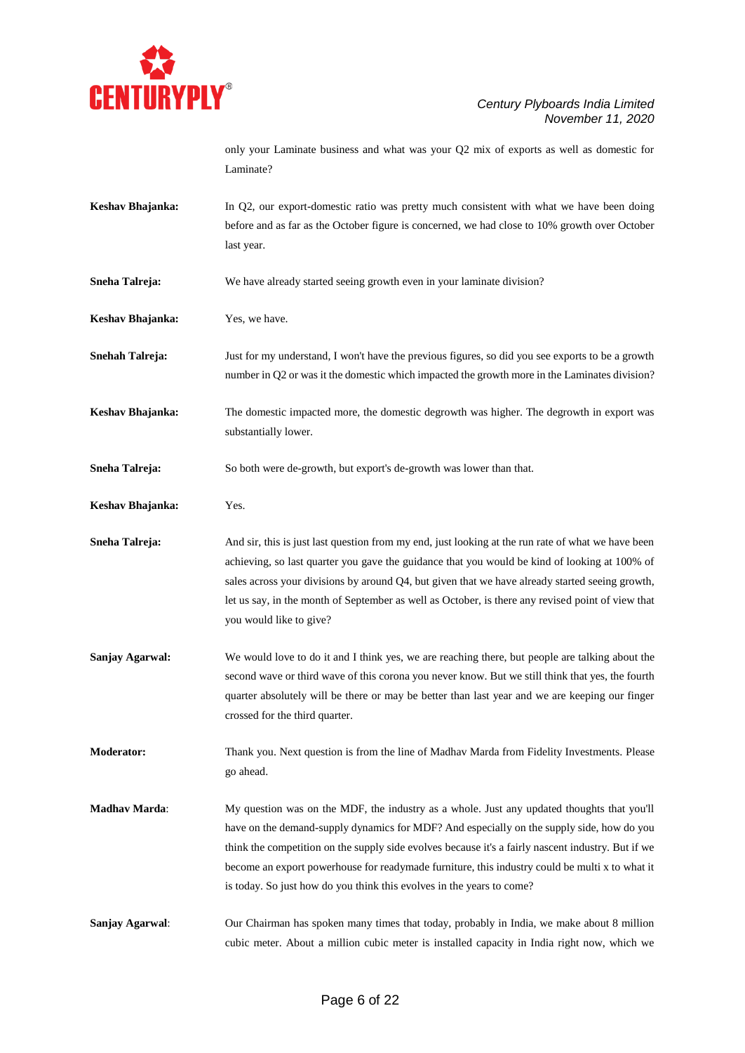only your Laminate business and what was your Q2 mix of exports as well as domestic for Laminate?

**Keshav Bhajanka:** In Q2, our export-domestic ratio was pretty much consistent with what we have been doing before and as far as the October figure is concerned, we had close to 10% growth over October last year.

**Sneha Talreja:** We have already started seeing growth even in your laminate division?

**Keshav Bhajanka:** Yes, we have.

**Snehah Talreja:** Just for my understand, I won't have the previous figures, so did you see exports to be a growth number in Q2 or was it the domestic which impacted the growth more in the Laminates division?

**Keshav Bhajanka:** The domestic impacted more, the domestic degrowth was higher. The degrowth in export was substantially lower.

**Sneha Talreja:** So both were de-growth, but export's de-growth was lower than that.

**Keshav Bhajanka:** Yes.

**Sneha Talreja:** And sir, this is just last question from my end, just looking at the run rate of what we have been achieving, so last quarter you gave the guidance that you would be kind of looking at 100% of sales across your divisions by around Q4, but given that we have already started seeing growth, let us say, in the month of September as well as October, is there any revised point of view that you would like to give?

**Sanjay Agarwal:** We would love to do it and I think yes, we are reaching there, but people are talking about the second wave or third wave of this corona you never know. But we still think that yes, the fourth quarter absolutely will be there or may be better than last year and we are keeping our finger crossed for the third quarter.

**Moderator:** Thank you. Next question is from the line of Madhav Marda from Fidelity Investments. Please go ahead.

**Madhav Marda**: My question was on the MDF, the industry as a whole. Just any updated thoughts that you'll have on the demand-supply dynamics for MDF? And especially on the supply side, how do you think the competition on the supply side evolves because it's a fairly nascent industry. But if we become an export powerhouse for readymade furniture, this industry could be multi x to what it is today. So just how do you think this evolves in the years to come?

**Sanjay Agarwal**: Our Chairman has spoken many times that today, probably in India, we make about 8 million cubic meter. About a million cubic meter is installed capacity in India right now, which we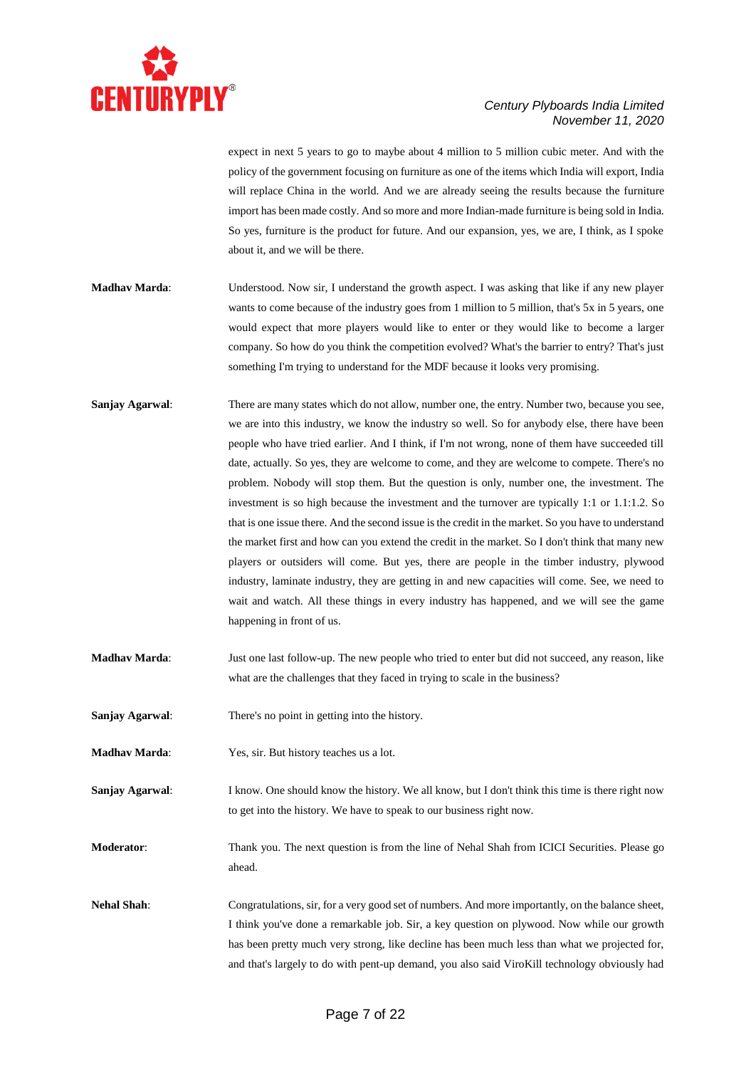expect in next 5 years to go to maybe about 4 million to 5 million cubic meter. And with the policy of the government focusing on furniture as one of the items which India will export, India will replace China in the world. And we are already seeing the results because the furniture import has been made costly. And so more and more Indian-made furniture is being sold in India. So yes, furniture is the product for future. And our expansion, yes, we are, I think, as I spoke about it, and we will be there.

**Madhav Marda**: Understood. Now sir, I understand the growth aspect. I was asking that like if any new player wants to come because of the industry goes from 1 million to 5 million, that's 5x in 5 years, one would expect that more players would like to enter or they would like to become a larger company. So how do you think the competition evolved? What's the barrier to entry? That's just something I'm trying to understand for the MDF because it looks very promising.

**Sanjay Agarwal**: There are many states which do not allow, number one, the entry. Number two, because you see, we are into this industry, we know the industry so well. So for anybody else, there have been people who have tried earlier. And I think, if I'm not wrong, none of them have succeeded till date, actually. So yes, they are welcome to come, and they are welcome to compete. There's no problem. Nobody will stop them. But the question is only, number one, the investment. The investment is so high because the investment and the turnover are typically 1:1 or 1.1:1.2. So that is one issue there. And the second issue is the credit in the market. So you have to understand the market first and how can you extend the credit in the market. So I don't think that many new players or outsiders will come. But yes, there are people in the timber industry, plywood industry, laminate industry, they are getting in and new capacities will come. See, we need to wait and watch. All these things in every industry has happened, and we will see the game happening in front of us.

**Madhav Marda**: Just one last follow-up. The new people who tried to enter but did not succeed, any reason, like what are the challenges that they faced in trying to scale in the business?

**Sanjay Agarwal**: There's no point in getting into the history.

**Madhav Marda**: Yes, sir. But history teaches us a lot.

**Sanjay Agarwal**: I know. One should know the history. We all know, but I don't think this time is there right now to get into the history. We have to speak to our business right now.

**Moderator**: Thank you. The next question is from the line of Nehal Shah from ICICI Securities. Please go ahead.

**Nehal Shah**: Congratulations, sir, for a very good set of numbers. And more importantly, on the balance sheet, I think you've done a remarkable job. Sir, a key question on plywood. Now while our growth has been pretty much very strong, like decline has been much less than what we projected for, and that's largely to do with pent-up demand, you also said ViroKill technology obviously had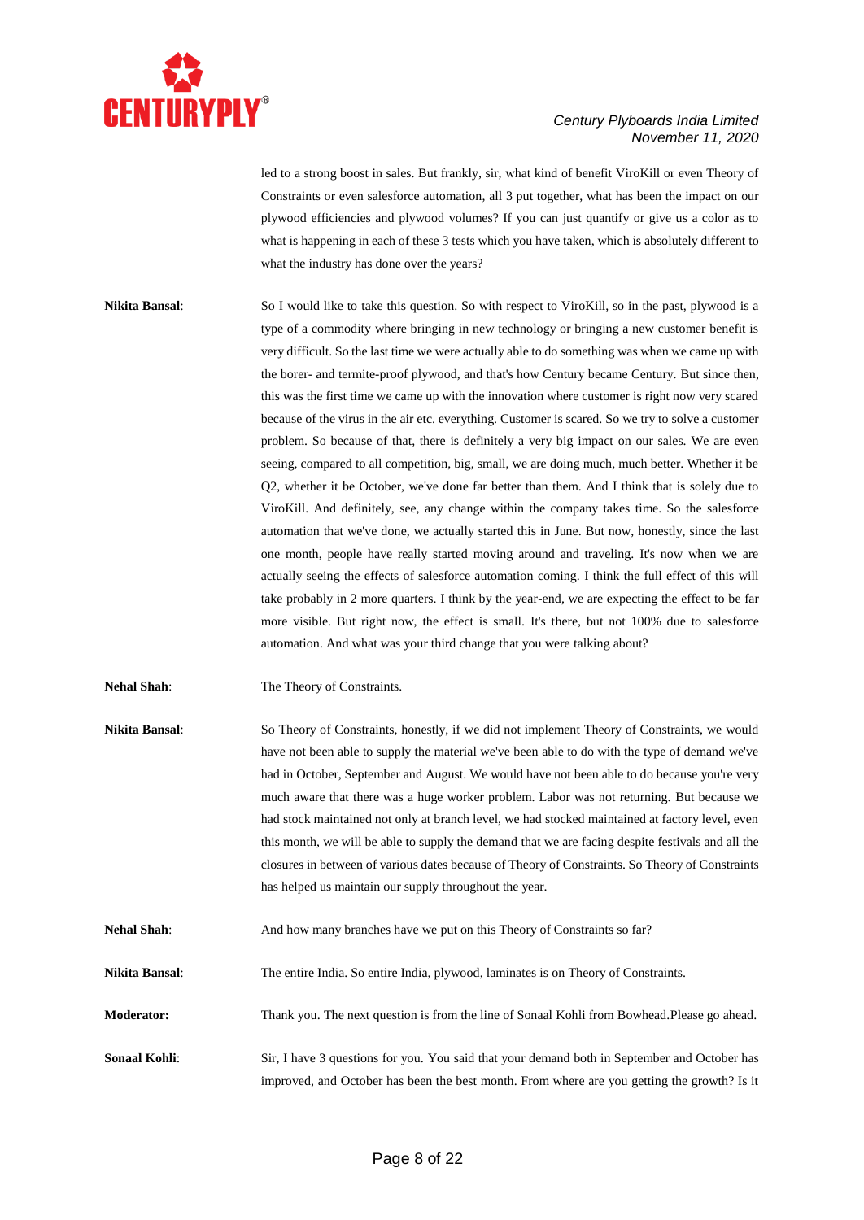led to a strong boost in sales. But frankly, sir, what kind of benefit ViroKill or even Theory of Constraints or even salesforce automation, all 3 put together, what has been the impact on our plywood efficiencies and plywood volumes? If you can just quantify or give us a color as to what is happening in each of these 3 tests which you have taken, which is absolutely different to what the industry has done over the years?

**Nikita Bansal**: So I would like to take this question. So with respect to ViroKill, so in the past, plywood is a type of a commodity where bringing in new technology or bringing a new customer benefit is very difficult. So the last time we were actually able to do something was when we came up with the borer- and termite-proof plywood, and that's how Century became Century. But since then, this was the first time we came up with the innovation where customer is right now very scared because of the virus in the air etc. everything. Customer is scared. So we try to solve a customer problem. So because of that, there is definitely a very big impact on our sales. We are even seeing, compared to all competition, big, small, we are doing much, much better. Whether it be Q2, whether it be October, we've done far better than them. And I think that is solely due to ViroKill. And definitely, see, any change within the company takes time. So the salesforce automation that we've done, we actually started this in June. But now, honestly, since the last one month, people have really started moving around and traveling. It's now when we are actually seeing the effects of salesforce automation coming. I think the full effect of this will take probably in 2 more quarters. I think by the year-end, we are expecting the effect to be far more visible. But right now, the effect is small. It's there, but not 100% due to salesforce automation. And what was your third change that you were talking about?

**Nehal Shah**: The Theory of Constraints.

**Nikita Bansal**: So Theory of Constraints, honestly, if we did not implement Theory of Constraints, we would have not been able to supply the material we've been able to do with the type of demand we've had in October, September and August. We would have not been able to do because you're very much aware that there was a huge worker problem. Labor was not returning. But because we had stock maintained not only at branch level, we had stocked maintained at factory level, even this month, we will be able to supply the demand that we are facing despite festivals and all the closures in between of various dates because of Theory of Constraints. So Theory of Constraints has helped us maintain our supply throughout the year.

**Nehal Shah**: And how many branches have we put on this Theory of Constraints so far?

**Nikita Bansal**: The entire India. So entire India, plywood, laminates is on Theory of Constraints.

**Moderator:** Thank you. The next question is from the line of Sonaal Kohli from Bowhead.Please go ahead.

**Sonaal Kohli**: Sir, I have 3 questions for you. You said that your demand both in September and October has improved, and October has been the best month. From where are you getting the growth? Is it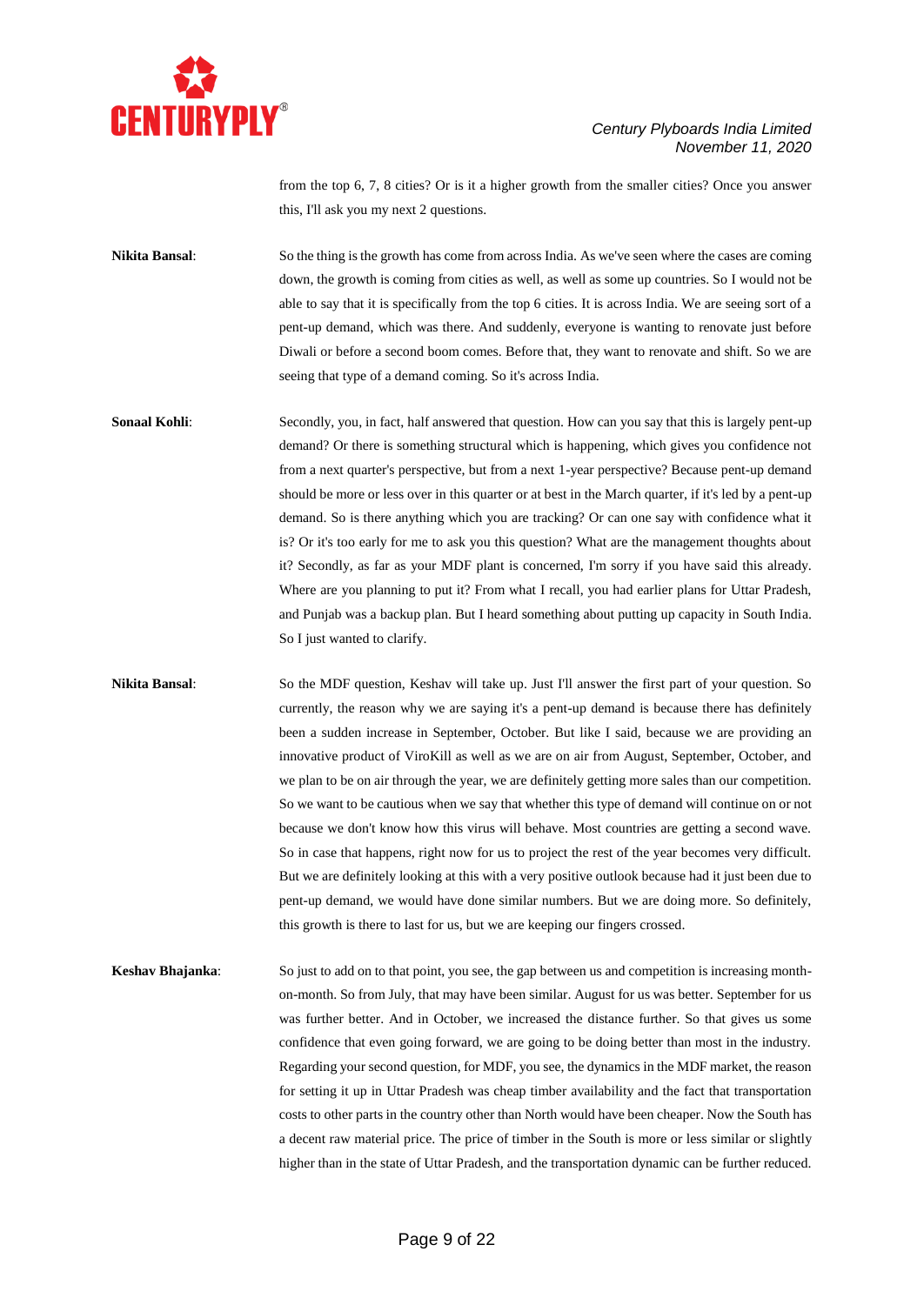from the top 6, 7, 8 cities? Or is it a higher growth from the smaller cities? Once you answer this, I'll ask you my next 2 questions.

**Nikita Bansal**: So the thing is the growth has come from across India. As we've seen where the cases are coming down, the growth is coming from cities as well, as well as some up countries. So I would not be able to say that it is specifically from the top 6 cities. It is across India. We are seeing sort of a pent-up demand, which was there. And suddenly, everyone is wanting to renovate just before Diwali or before a second boom comes. Before that, they want to renovate and shift. So we are seeing that type of a demand coming. So it's across India.

**Sonaal Kohli**: Secondly, you, in fact, half answered that question. How can you say that this is largely pent-up demand? Or there is something structural which is happening, which gives you confidence not from a next quarter's perspective, but from a next 1-year perspective? Because pent-up demand should be more or less over in this quarter or at best in the March quarter, if it's led by a pent-up demand. So is there anything which you are tracking? Or can one say with confidence what it is? Or it's too early for me to ask you this question? What are the management thoughts about it? Secondly, as far as your MDF plant is concerned, I'm sorry if you have said this already. Where are you planning to put it? From what I recall, you had earlier plans for Uttar Pradesh, and Punjab was a backup plan. But I heard something about putting up capacity in South India. So I just wanted to clarify.

**Nikita Bansal**: So the MDF question, Keshav will take up. Just I'll answer the first part of your question. So currently, the reason why we are saying it's a pent-up demand is because there has definitely been a sudden increase in September, October. But like I said, because we are providing an innovative product of ViroKill as well as we are on air from August, September, October, and we plan to be on air through the year, we are definitely getting more sales than our competition. So we want to be cautious when we say that whether this type of demand will continue on or not because we don't know how this virus will behave. Most countries are getting a second wave. So in case that happens, right now for us to project the rest of the year becomes very difficult. But we are definitely looking at this with a very positive outlook because had it just been due to pent-up demand, we would have done similar numbers. But we are doing more. So definitely, this growth is there to last for us, but we are keeping our fingers crossed.

**Keshav Bhajanka**: So just to add on to that point, you see, the gap between us and competition is increasing month-on-month. So from July, that may have been similar. August for us was better. September for us was further better. And in October, we increased the distance further. So that gives us some confidence that even going forward, we are going to be doing better than most in the industry. Regarding your second question, for MDF, you see, the dynamics in the MDF market, the reason for setting it up in Uttar Pradesh was cheap timber availability and the fact that transportation costs to other parts in the country other than North would have been cheaper. Now the South has a decent raw material price. The price of timber in the South is more or less similar or slightly higher than in the state of Uttar Pradesh, and the transportation dynamic can be further reduced.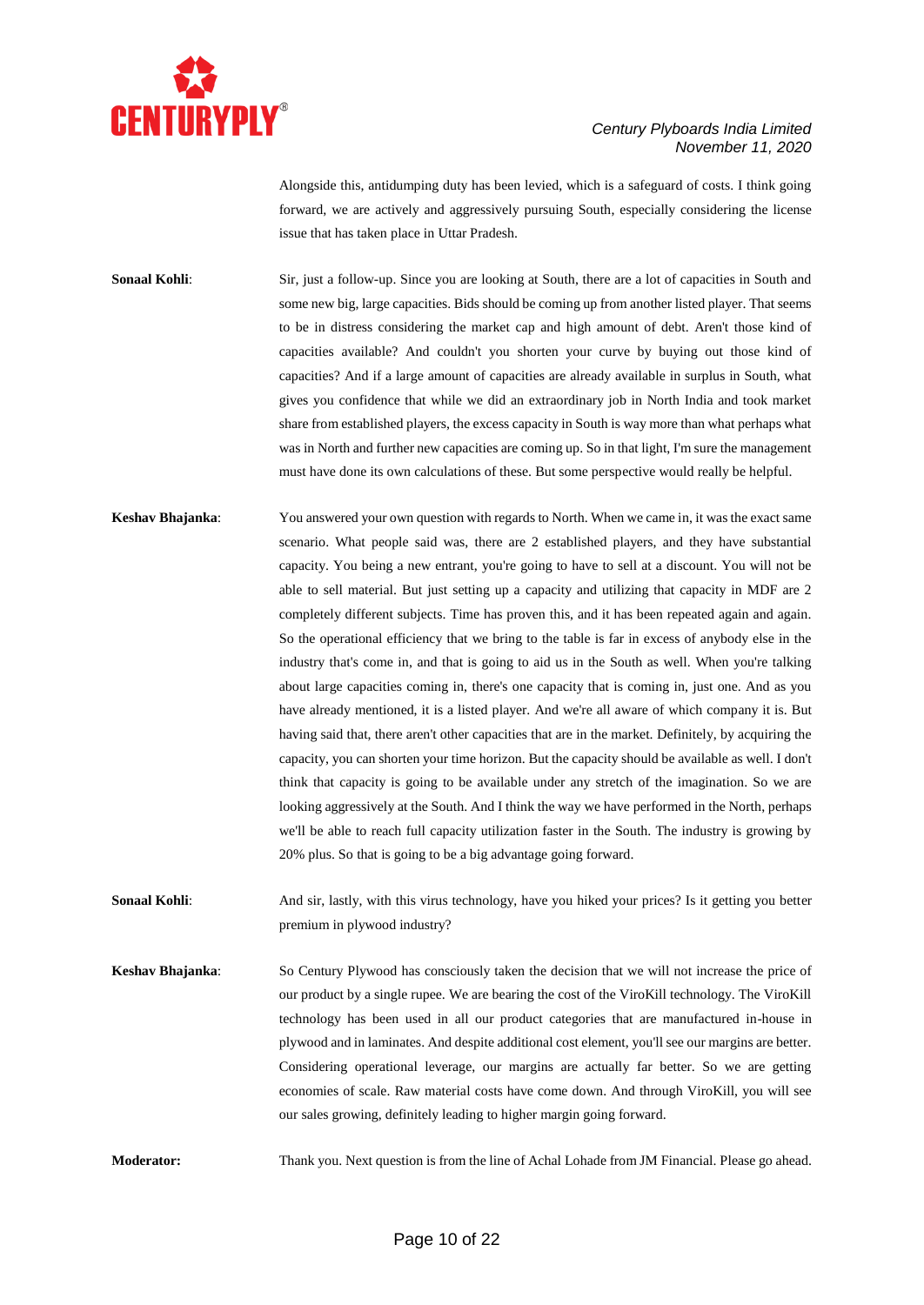Alongside this, antidumping duty has been levied, which is a safeguard of costs. I think going forward, we are actively and aggressively pursuing South, especially considering the license issue that has taken place in Uttar Pradesh.

**Sonaal Kohli**: Sir, just a follow-up. Since you are looking at South, there are a lot of capacities in South and some new big, large capacities. Bids should be coming up from another listed player. That seems to be in distress considering the market cap and high amount of debt. Aren't those kind of capacities available? And couldn't you shorten your curve by buying out those kind of capacities? And if a large amount of capacities are already available in surplus in South, what gives you confidence that while we did an extraordinary job in North India and took market share from established players, the excess capacity in South is way more than what perhaps what was in North and further new capacities are coming up. So in that light, I'm sure the management must have done its own calculations of these. But some perspective would really be helpful.

**Keshav Bhajanka**: You answered your own question with regards to North. When we came in, it was the exact same scenario. What people said was, there are 2 established players, and they have substantial capacity. You being a new entrant, you're going to have to sell at a discount. You will not be able to sell material. But just setting up a capacity and utilizing that capacity in MDF are 2 completely different subjects. Time has proven this, and it has been repeated again and again. So the operational efficiency that we bring to the table is far in excess of anybody else in the industry that's come in, and that is going to aid us in the South as well. When you're talking about large capacities coming in, there's one capacity that is coming in, just one. And as you have already mentioned, it is a listed player. And we're all aware of which company it is. But having said that, there aren't other capacities that are in the market. Definitely, by acquiring the capacity, you can shorten your time horizon. But the capacity should be available as well. I don't think that capacity is going to be available under any stretch of the imagination. So we are looking aggressively at the South. And I think the way we have performed in the North, perhaps we'll be able to reach full capacity utilization faster in the South. The industry is growing by 20% plus. So that is going to be a big advantage going forward.

**Sonaal Kohli**: And sir, lastly, with this virus technology, have you hiked your prices? Is it getting you better premium in plywood industry?

**Keshav Bhajanka**: So Century Plywood has consciously taken the decision that we will not increase the price of our product by a single rupee. We are bearing the cost of the ViroKill technology. The ViroKill technology has been used in all our product categories that are manufactured in-house in plywood and in laminates. And despite additional cost element, you'll see our margins are better. Considering operational leverage, our margins are actually far better. So we are getting economies of scale. Raw material costs have come down. And through ViroKill, you will see our sales growing, definitely leading to higher margin going forward.

**Moderator:** Thank you. Next question is from the line of Achal Lohade from JM Financial. Please go ahead.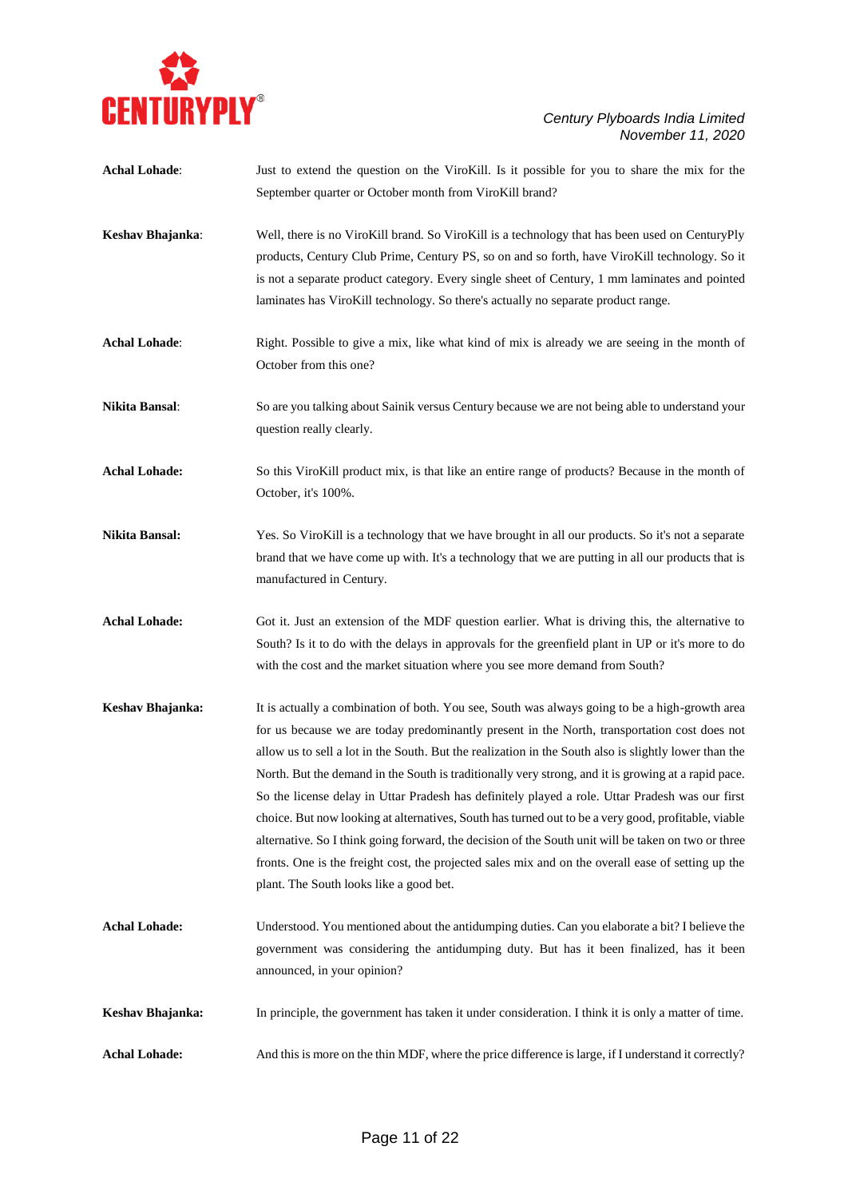**Achal Lohade**: Just to extend the question on the ViroKill. Is it possible for you to share the mix for the September quarter or October month from ViroKill brand?

**Keshav Bhajanka**: Well, there is no ViroKill brand. So ViroKill is a technology that has been used on CenturyPly products, Century Club Prime, Century PS, so on and so forth, have ViroKill technology. So it is not a separate product category. Every single sheet of Century, 1 mm laminates and pointed laminates has ViroKill technology. So there's actually no separate product range.

**Achal Lohade**: Right. Possible to give a mix, like what kind of mix is already we are seeing in the month of October from this one?

**Nikita Bansal**: So are you talking about Sainik versus Century because we are not being able to understand your question really clearly.

**Achal Lohade:** So this ViroKill product mix, is that like an entire range of products? Because in the month of October, it's 100%.

**Nikita Bansal:** Yes. So ViroKill is a technology that we have brought in all our products. So it's not a separate brand that we have come up with. It's a technology that we are putting in all our products that is manufactured in Century.

**Achal Lohade:** Got it. Just an extension of the MDF question earlier. What is driving this, the alternative to South? Is it to do with the delays in approvals for the greenfield plant in UP or it's more to do with the cost and the market situation where you see more demand from South?

**Keshav Bhajanka:** It is actually a combination of both. You see, South was always going to be a high-growth area for us because we are today predominantly present in the North, transportation cost does not allow us to sell a lot in the South. But the realization in the South also is slightly lower than the North. But the demand in the South is traditionally very strong, and it is growing at a rapid pace. So the license delay in Uttar Pradesh has definitely played a role. Uttar Pradesh was our first choice. But now looking at alternatives, South has turned out to be a very good, profitable, viable alternative. So I think going forward, the decision of the South unit will be taken on two or three fronts. One is the freight cost, the projected sales mix and on the overall ease of setting up the plant. The South looks like a good bet.

**Achal Lohade:** Understood. You mentioned about the antidumping duties. Can you elaborate a bit? I believe the government was considering the antidumping duty. But has it been finalized, has it been announced, in your opinion?

**Keshav Bhajanka:** In principle, the government has taken it under consideration. I think it is only a matter of time.

**Achal Lohade:** And this is more on the thin MDF, where the price difference is large, if I understand it correctly?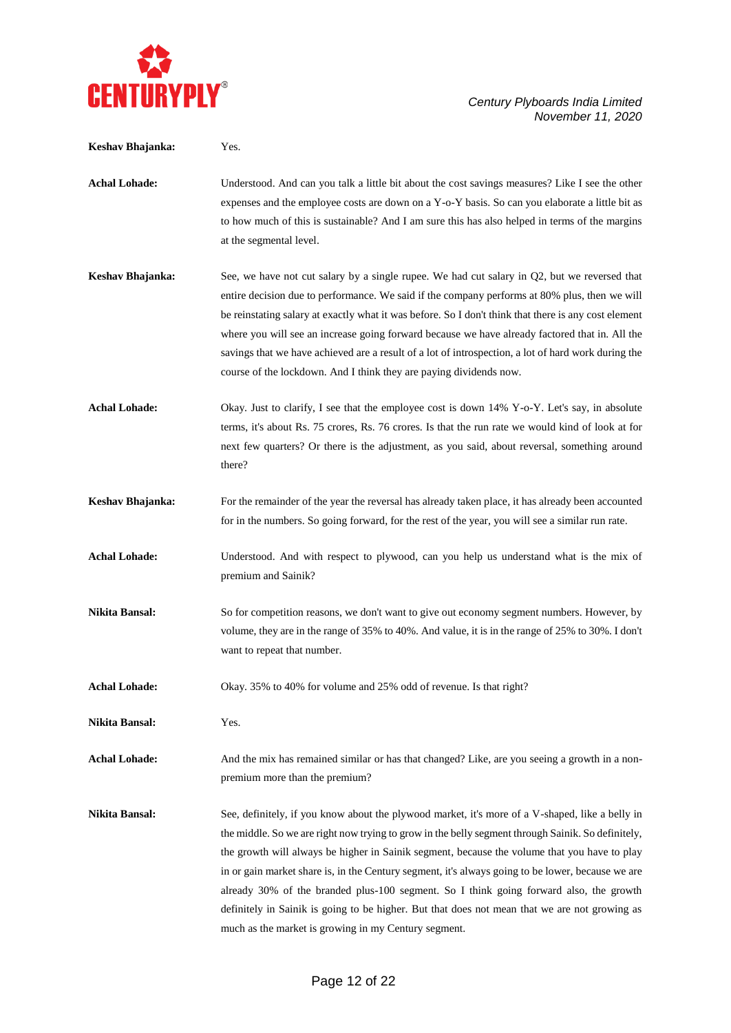**Keshav Bhajanka:** Yes.

**Achal Lohade:** Understood. And can you talk a little bit about the cost savings measures? Like I see the other expenses and the employee costs are down on a Y-o-Y basis. So can you elaborate a little bit as to how much of this is sustainable? And I am sure this has also helped in terms of the margins at the segmental level.

**Keshav Bhajanka:** See, we have not cut salary by a single rupee. We had cut salary in Q2, but we reversed that entire decision due to performance. We said if the company performs at 80% plus, then we will be reinstating salary at exactly what it was before. So I don't think that there is any cost element where you will see an increase going forward because we have already factored that in. All the savings that we have achieved are a result of a lot of introspection, a lot of hard work during the course of the lockdown. And I think they are paying dividends now.

**Achal Lohade:** Okay. Just to clarify, I see that the employee cost is down 14% Y-o-Y. Let's say, in absolute terms, it's about Rs. 75 crores, Rs. 76 crores. Is that the run rate we would kind of look at for next few quarters? Or there is the adjustment, as you said, about reversal, something around there?

**Keshav Bhajanka:** For the remainder of the year the reversal has already taken place, it has already been accounted for in the numbers. So going forward, for the rest of the year, you will see a similar run rate.

**Achal Lohade:** Understood. And with respect to plywood, can you help us understand what is the mix of premium and Sainik?

**Nikita Bansal:** So for competition reasons, we don't want to give out economy segment numbers. However, by volume, they are in the range of 35% to 40%. And value, it is in the range of 25% to 30%. I don't want to repeat that number.

**Achal Lohade:** Okay. 35% to 40% for volume and 25% odd of revenue. Is that right?

**Nikita Bansal:** Yes.

**Achal Lohade:** And the mix has remained similar or has that changed? Like, are you seeing a growth in a non-premium more than the premium?

**Nikita Bansal:** See, definitely, if you know about the plywood market, it's more of a V-shaped, like a belly in the middle. So we are right now trying to grow in the belly segment through Sainik. So definitely, the growth will always be higher in Sainik segment, because the volume that you have to play in or gain market share is, in the Century segment, it's always going to be lower, because we are already 30% of the branded plus-100 segment. So I think going forward also, the growth definitely in Sainik is going to be higher. But that does not mean that we are not growing as much as the market is growing in my Century segment.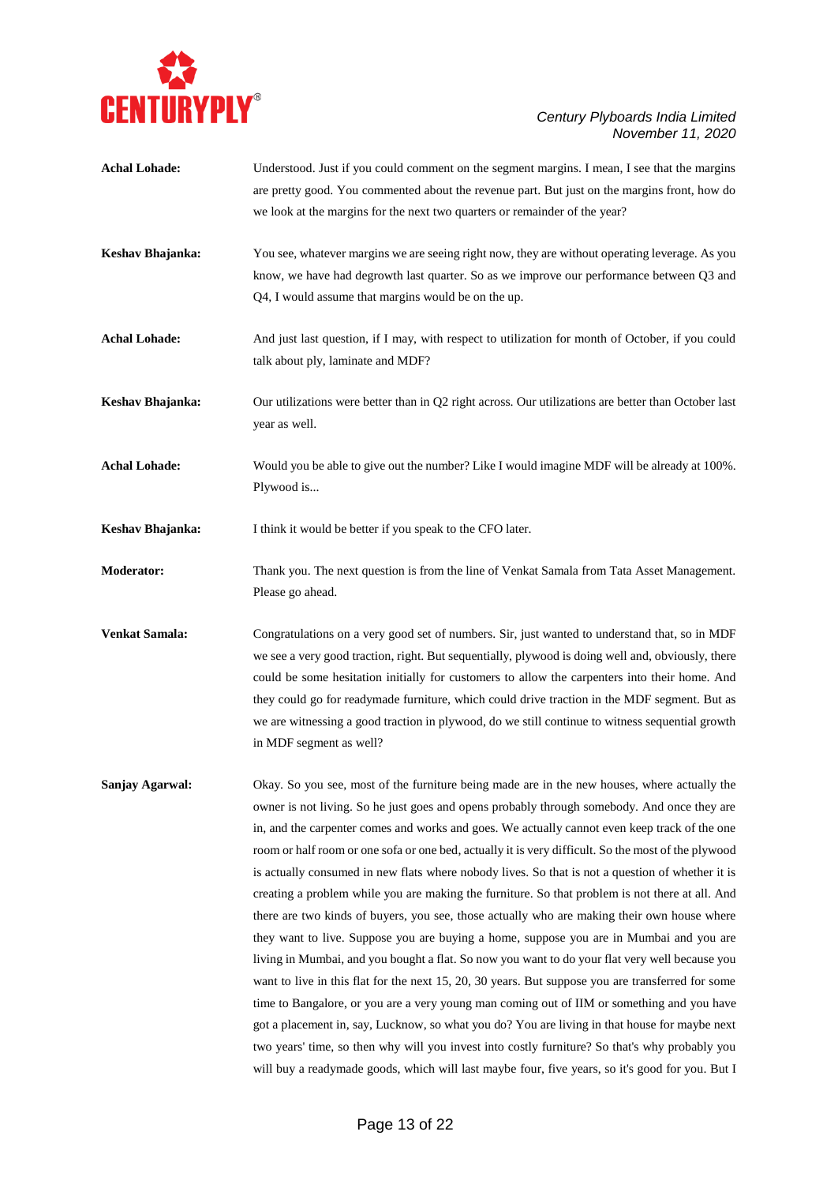**Achal Lohade:** Understood. Just if you could comment on the segment margins. I mean, I see that the margins are pretty good. You commented about the revenue part. But just on the margins front, how do we look at the margins for the next two quarters or remainder of the year?

**Keshav Bhajanka:** You see, whatever margins we are seeing right now, they are without operating leverage. As you know, we have had degrowth last quarter. So as we improve our performance between Q3 and Q4, I would assume that margins would be on the up.

**Achal Lohade:** And just last question, if I may, with respect to utilization for month of October, if you could talk about ply, laminate and MDF?

**Keshav Bhajanka:** Our utilizations were better than in Q2 right across. Our utilizations are better than October last year as well.

**Achal Lohade:** Would you be able to give out the number? Like I would imagine MDF will be already at 100%. Plywood is...

**Keshav Bhajanka:** I think it would be better if you speak to the CFO later.

**Moderator:** Thank you. The next question is from the line of Venkat Samala from Tata Asset Management. Please go ahead.

**Venkat Samala:** Congratulations on a very good set of numbers. Sir, just wanted to understand that, so in MDF we see a very good traction, right. But sequentially, plywood is doing well and, obviously, there could be some hesitation initially for customers to allow the carpenters into their home. And they could go for readymade furniture, which could drive traction in the MDF segment. But as we are witnessing a good traction in plywood, do we still continue to witness sequential growth in MDF segment as well?

**Sanjay Agarwal:** Okay. So you see, most of the furniture being made are in the new houses, where actually the owner is not living. So he just goes and opens probably through somebody. And once they are in, and the carpenter comes and works and goes. We actually cannot even keep track of the one room or half room or one sofa or one bed, actually it is very difficult. So the most of the plywood is actually consumed in new flats where nobody lives. So that is not a question of whether it is creating a problem while you are making the furniture. So that problem is not there at all. And there are two kinds of buyers, you see, those actually who are making their own house where they want to live. Suppose you are buying a home, suppose you are in Mumbai and you are living in Mumbai, and you bought a flat. So now you want to do your flat very well because you want to live in this flat for the next 15, 20, 30 years. But suppose you are transferred for some time to Bangalore, or you are a very young man coming out of IIM or something and you have got a placement in, say, Lucknow, so what you do? You are living in that house for maybe next two years' time, so then why will you invest into costly furniture? So that's why probably you will buy a readymade goods, which will last maybe four, five years, so it's good for you. But I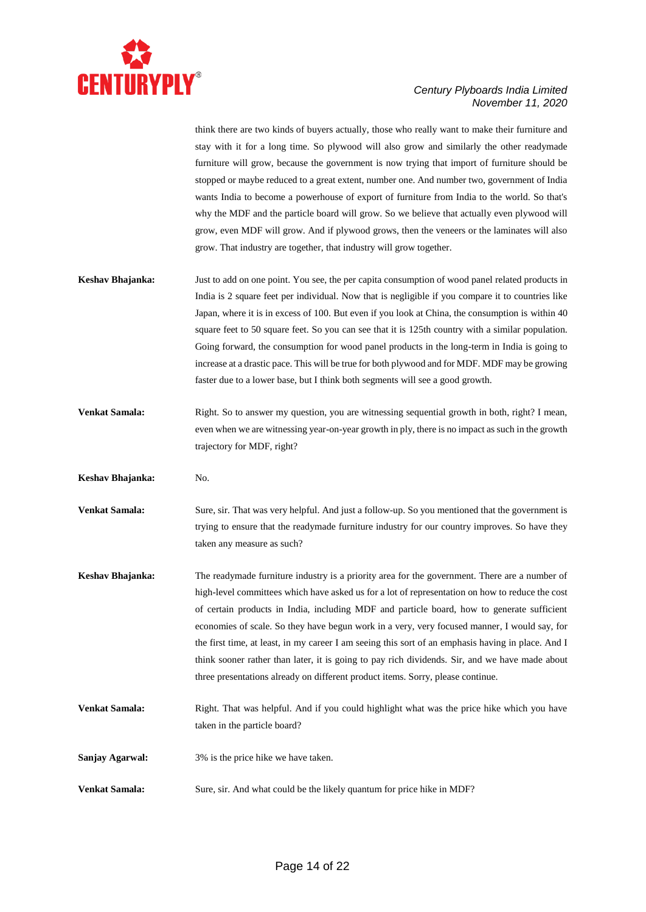think there are two kinds of buyers actually, those who really want to make their furniture and stay with it for a long time. So plywood will also grow and similarly the other readymade furniture will grow, because the government is now trying that import of furniture should be stopped or maybe reduced to a great extent, number one. And number two, government of India wants India to become a powerhouse of export of furniture from India to the world. So that's why the MDF and the particle board will grow. So we believe that actually even plywood will grow, even MDF will grow. And if plywood grows, then the veneers or the laminates will also grow. That industry are together, that industry will grow together.

**Keshav Bhajanka:** Just to add on one point. You see, the per capita consumption of wood panel related products in India is 2 square feet per individual. Now that is negligible if you compare it to countries like Japan, where it is in excess of 100. But even if you look at China, the consumption is within 40 square feet to 50 square feet. So you can see that it is 125th country with a similar population. Going forward, the consumption for wood panel products in the long-term in India is going to increase at a drastic pace. This will be true for both plywood and for MDF. MDF may be growing faster due to a lower base, but I think both segments will see a good growth.

**Venkat Samala:** Right. So to answer my question, you are witnessing sequential growth in both, right? I mean, even when we are witnessing year-on-year growth in ply, there is no impact as such in the growth trajectory for MDF, right?

**Keshav Bhajanka:** No.

**Venkat Samala:** Sure, sir. That was very helpful. And just a follow-up. So you mentioned that the government is trying to ensure that the readymade furniture industry for our country improves. So have they taken any measure as such?

**Keshav Bhajanka:** The readymade furniture industry is a priority area for the government. There are a number of high-level committees which have asked us for a lot of representation on how to reduce the cost of certain products in India, including MDF and particle board, how to generate sufficient economies of scale. So they have begun work in a very, very focused manner, I would say, for the first time, at least, in my career I am seeing this sort of an emphasis having in place. And I think sooner rather than later, it is going to pay rich dividends. Sir, and we have made about three presentations already on different product items. Sorry, please continue.

**Venkat Samala:** Right. That was helpful. And if you could highlight what was the price hike which you have taken in the particle board?

**Sanjay Agarwal:** 3% is the price hike we have taken.

**Venkat Samala:** Sure, sir. And what could be the likely quantum for price hike in MDF?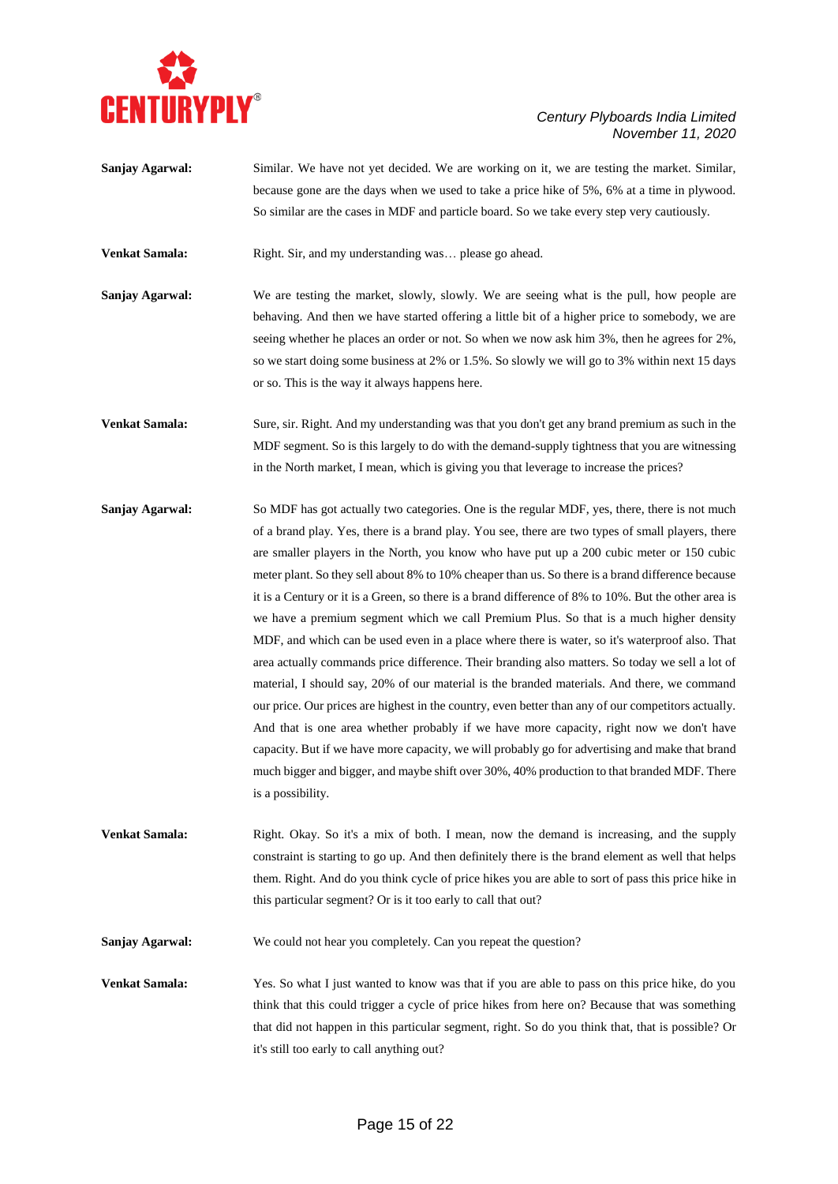**Sanjay Agarwal:** Similar. We have not yet decided. We are working on it, we are testing the market. Similar, because gone are the days when we used to take a price hike of 5%, 6% at a time in plywood. So similar are the cases in MDF and particle board. So we take every step very cautiously.

**Venkat Samala:** Right. Sir, and my understanding was… please go ahead.

**Sanjay Agarwal:** We are testing the market, slowly, slowly. We are seeing what is the pull, how people are behaving. And then we have started offering a little bit of a higher price to somebody, we are seeing whether he places an order or not. So when we now ask him 3%, then he agrees for 2%, so we start doing some business at 2% or 1.5%. So slowly we will go to 3% within next 15 days or so. This is the way it always happens here.

**Venkat Samala:** Sure, sir. Right. And my understanding was that you don't get any brand premium as such in the MDF segment. So is this largely to do with the demand-supply tightness that you are witnessing in the North market, I mean, which is giving you that leverage to increase the prices?

**Sanjay Agarwal:** So MDF has got actually two categories. One is the regular MDF, yes, there, there is not much of a brand play. Yes, there is a brand play. You see, there are two types of small players, there are smaller players in the North, you know who have put up a 200 cubic meter or 150 cubic meter plant. So they sell about 8% to 10% cheaper than us. So there is a brand difference because it is a Century or it is a Green, so there is a brand difference of 8% to 10%. But the other area is we have a premium segment which we call Premium Plus. So that is a much higher density MDF, and which can be used even in a place where there is water, so it's waterproof also. That area actually commands price difference. Their branding also matters. So today we sell a lot of material, I should say, 20% of our material is the branded materials. And there, we command our price. Our prices are highest in the country, even better than any of our competitors actually. And that is one area whether probably if we have more capacity, right now we don't have capacity. But if we have more capacity, we will probably go for advertising and make that brand much bigger and bigger, and maybe shift over 30%, 40% production to that branded MDF. There is a possibility.

**Venkat Samala:** Right. Okay. So it's a mix of both. I mean, now the demand is increasing, and the supply constraint is starting to go up. And then definitely there is the brand element as well that helps them. Right. And do you think cycle of price hikes you are able to sort of pass this price hike in this particular segment? Or is it too early to call that out?

**Sanjay Agarwal:** We could not hear you completely. Can you repeat the question?

**Venkat Samala:** Yes. So what I just wanted to know was that if you are able to pass on this price hike, do you think that this could trigger a cycle of price hikes from here on? Because that was something that did not happen in this particular segment, right. So do you think that, that is possible? Or it's still too early to call anything out?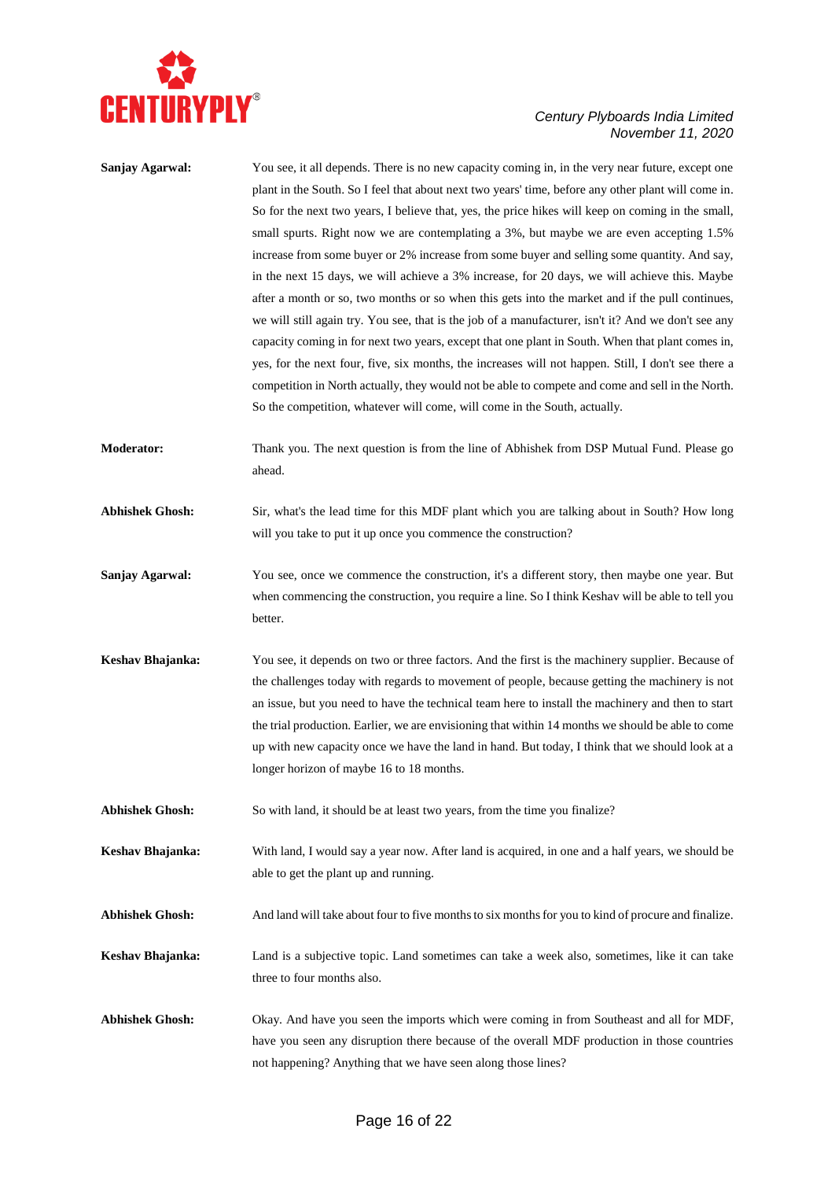**Sanjay Agarwal:** You see, it all depends. There is no new capacity coming in, in the very near future, except one plant in the South. So I feel that about next two years' time, before any other plant will come in. So for the next two years, I believe that, yes, the price hikes will keep on coming in the small, small spurts. Right now we are contemplating a 3%, but maybe we are even accepting 1.5% increase from some buyer or 2% increase from some buyer and selling some quantity. And say, in the next 15 days, we will achieve a 3% increase, for 20 days, we will achieve this. Maybe after a month or so, two months or so when this gets into the market and if the pull continues, we will still again try. You see, that is the job of a manufacturer, isn't it? And we don't see any capacity coming in for next two years, except that one plant in South. When that plant comes in, yes, for the next four, five, six months, the increases will not happen. Still, I don't see there a competition in North actually, they would not be able to compete and come and sell in the North. So the competition, whatever will come, will come in the South, actually.

**Moderator:** Thank you. The next question is from the line of Abhishek from DSP Mutual Fund. Please go ahead.

**Abhishek Ghosh:** Sir, what's the lead time for this MDF plant which you are talking about in South? How long will you take to put it up once you commence the construction?

**Sanjay Agarwal:** You see, once we commence the construction, it's a different story, then maybe one year. But when commencing the construction, you require a line. So I think Keshav will be able to tell you better.

**Keshav Bhajanka:** You see, it depends on two or three factors. And the first is the machinery supplier. Because of the challenges today with regards to movement of people, because getting the machinery is not an issue, but you need to have the technical team here to install the machinery and then to start the trial production. Earlier, we are envisioning that within 14 months we should be able to come up with new capacity once we have the land in hand. But today, I think that we should look at a longer horizon of maybe 16 to 18 months.

**Abhishek Ghosh:** So with land, it should be at least two years, from the time you finalize?

**Keshav Bhajanka:** With land, I would say a year now. After land is acquired, in one and a half years, we should be able to get the plant up and running.

**Abhishek Ghosh:** And land will take about four to five months to six months for you to kind of procure and finalize.

**Keshav Bhajanka:** Land is a subjective topic. Land sometimes can take a week also, sometimes, like it can take three to four months also.

**Abhishek Ghosh:** Okay. And have you seen the imports which were coming in from Southeast and all for MDF, have you seen any disruption there because of the overall MDF production in those countries not happening? Anything that we have seen along those lines?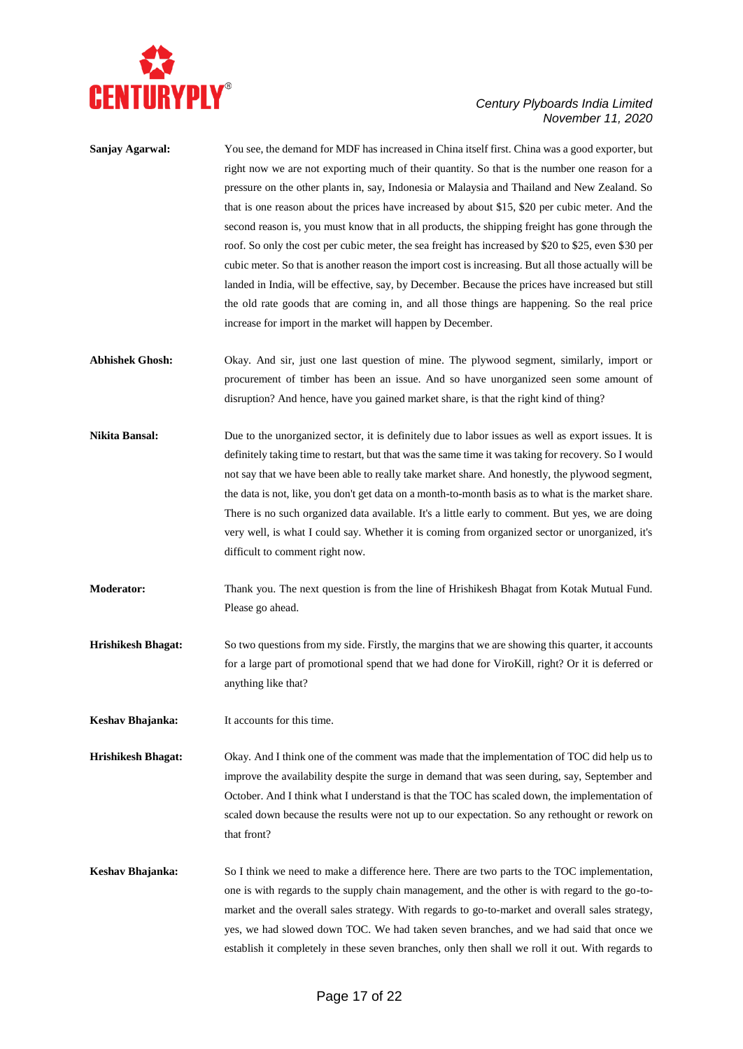**Sanjay Agarwal:** You see, the demand for MDF has increased in China itself first. China was a good exporter, but right now we are not exporting much of their quantity. So that is the number one reason for a pressure on the other plants in, say, Indonesia or Malaysia and Thailand and New Zealand. So that is one reason about the prices have increased by about $15, $20 per cubic meter. And the second reason is, you must know that in all products, the shipping freight has gone through the roof. So only the cost per cubic meter, the sea freight has increased by $20 to $25, even $30 per cubic meter. So that is another reason the import cost is increasing. But all those actually will be landed in India, will be effective, say, by December. Because the prices have increased but still the old rate goods that are coming in, and all those things are happening. So the real price increase for import in the market will happen by December.

**Abhishek Ghosh:** Okay. And sir, just one last question of mine. The plywood segment, similarly, import or procurement of timber has been an issue. And so have unorganized seen some amount of disruption? And hence, have you gained market share, is that the right kind of thing?

**Nikita Bansal:** Due to the unorganized sector, it is definitely due to labor issues as well as export issues. It is definitely taking time to restart, but that was the same time it was taking for recovery. So I would not say that we have been able to really take market share. And honestly, the plywood segment, the data is not, like, you don't get data on a month-to-month basis as to what is the market share. There is no such organized data available. It's a little early to comment. But yes, we are doing very well, is what I could say. Whether it is coming from organized sector or unorganized, it's difficult to comment right now.

**Moderator:** Thank you. The next question is from the line of Hrishikesh Bhagat from Kotak Mutual Fund. Please go ahead.

**Hrishikesh Bhagat:** So two questions from my side. Firstly, the margins that we are showing this quarter, it accounts for a large part of promotional spend that we had done for ViroKill, right? Or it is deferred or anything like that?

**Keshav Bhajanka:** It accounts for this time.

**Hrishikesh Bhagat:** Okay. And I think one of the comment was made that the implementation of TOC did help us to improve the availability despite the surge in demand that was seen during, say, September and October. And I think what I understand is that the TOC has scaled down, the implementation of scaled down because the results were not up to our expectation. So any rethought or rework on that front?

**Keshav Bhajanka:** So I think we need to make a difference here. There are two parts to the TOC implementation, one is with regards to the supply chain management, and the other is with regard to the go-to-market and the overall sales strategy. With regards to go-to-market and overall sales strategy, yes, we had slowed down TOC. We had taken seven branches, and we had said that once we establish it completely in these seven branches, only then shall we roll it out. With regards to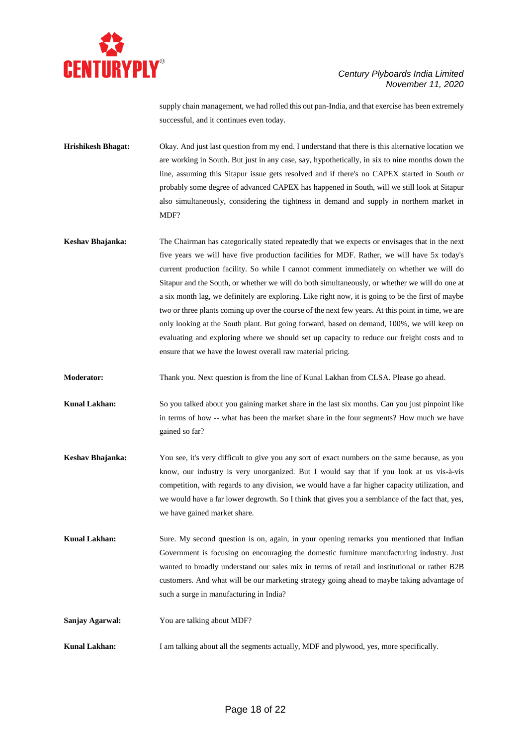supply chain management, we had rolled this out pan-India, and that exercise has been extremely successful, and it continues even today.

**Hrishikesh Bhagat:** Okay. And just last question from my end. I understand that there is this alternative location we are working in South. But just in any case, say, hypothetically, in six to nine months down the line, assuming this Sitapur issue gets resolved and if there's no CAPEX started in South or probably some degree of advanced CAPEX has happened in South, will we still look at Sitapur also simultaneously, considering the tightness in demand and supply in northern market in MDF?

**Keshav Bhajanka:** The Chairman has categorically stated repeatedly that we expects or envisages that in the next five years we will have five production facilities for MDF. Rather, we will have 5x today's current production facility. So while I cannot comment immediately on whether we will do Sitapur and the South, or whether we will do both simultaneously, or whether we will do one at a six month lag, we definitely are exploring. Like right now, it is going to be the first of maybe two or three plants coming up over the course of the next few years. At this point in time, we are only looking at the South plant. But going forward, based on demand, 100%, we will keep on evaluating and exploring where we should set up capacity to reduce our freight costs and to ensure that we have the lowest overall raw material pricing.

**Moderator:** Thank you. Next question is from the line of Kunal Lakhan from CLSA. Please go ahead.

**Kunal Lakhan:** So you talked about you gaining market share in the last six months. Can you just pinpoint like in terms of how -- what has been the market share in the four segments? How much we have gained so far?

**Keshav Bhajanka:** You see, it's very difficult to give you any sort of exact numbers on the same because, as you know, our industry is very unorganized. But I would say that if you look at us vis-à-vis competition, with regards to any division, we would have a far higher capacity utilization, and we would have a far lower degrowth. So I think that gives you a semblance of the fact that, yes, we have gained market share.

**Kunal Lakhan:** Sure. My second question is on, again, in your opening remarks you mentioned that Indian Government is focusing on encouraging the domestic furniture manufacturing industry. Just wanted to broadly understand our sales mix in terms of retail and institutional or rather B2B customers. And what will be our marketing strategy going ahead to maybe taking advantage of such a surge in manufacturing in India?

**Sanjay Agarwal:** You are talking about MDF?

**Kunal Lakhan:** I am talking about all the segments actually, MDF and plywood, yes, more specifically.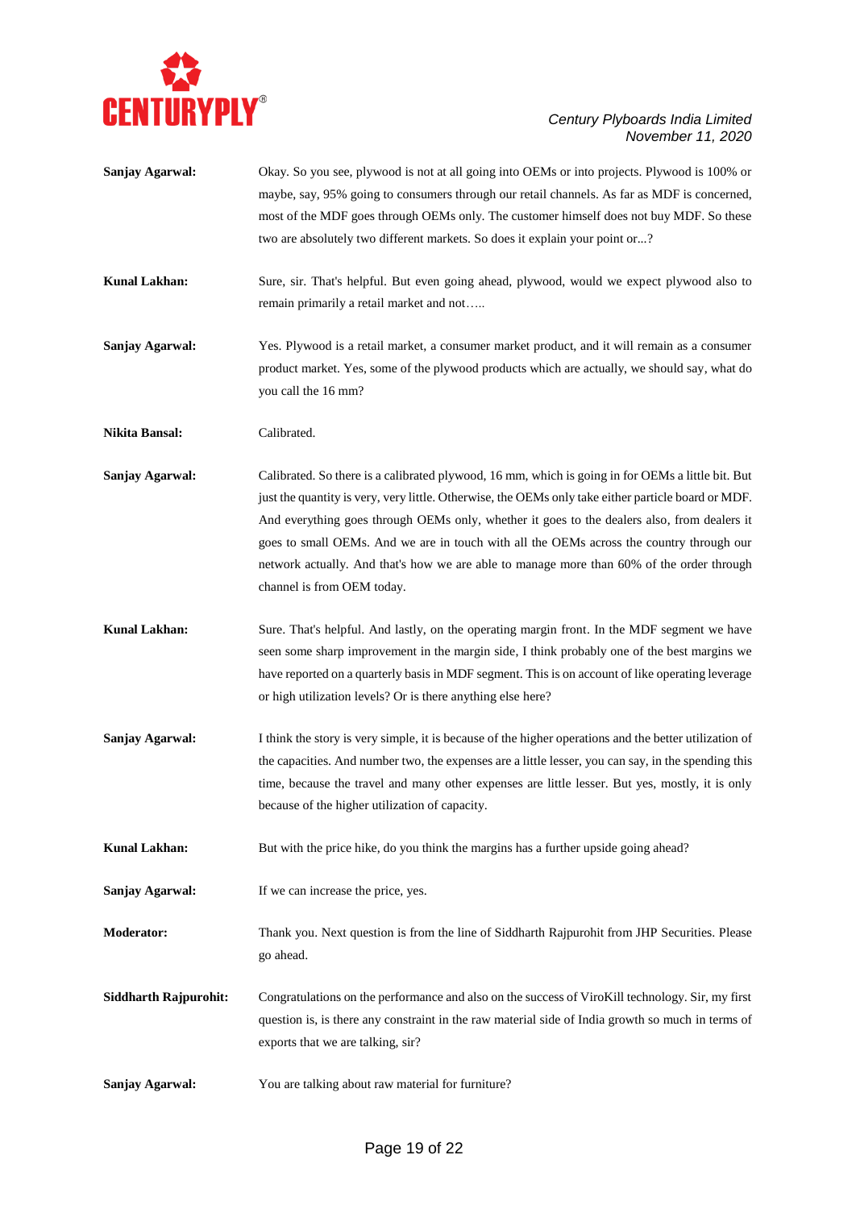**Sanjay Agarwal:** Okay. So you see, plywood is not at all going into OEMs or into projects. Plywood is 100% or maybe, say, 95% going to consumers through our retail channels. As far as MDF is concerned, most of the MDF goes through OEMs only. The customer himself does not buy MDF. So these two are absolutely two different markets. So does it explain your point or...?

**Kunal Lakhan:** Sure, sir. That's helpful. But even going ahead, plywood, would we expect plywood also to remain primarily a retail market and not…..

**Sanjay Agarwal:** Yes. Plywood is a retail market, a consumer market product, and it will remain as a consumer product market. Yes, some of the plywood products which are actually, we should say, what do you call the 16 mm?

**Nikita Bansal:** Calibrated.

**Sanjay Agarwal:** Calibrated. So there is a calibrated plywood, 16 mm, which is going in for OEMs a little bit. But just the quantity is very, very little. Otherwise, the OEMs only take either particle board or MDF. And everything goes through OEMs only, whether it goes to the dealers also, from dealers it goes to small OEMs. And we are in touch with all the OEMs across the country through our network actually. And that's how we are able to manage more than 60% of the order through channel is from OEM today.

**Kunal Lakhan:** Sure. That's helpful. And lastly, on the operating margin front. In the MDF segment we have seen some sharp improvement in the margin side, I think probably one of the best margins we have reported on a quarterly basis in MDF segment. This is on account of like operating leverage or high utilization levels? Or is there anything else here?

**Sanjay Agarwal:** I think the story is very simple, it is because of the higher operations and the better utilization of the capacities. And number two, the expenses are a little lesser, you can say, in the spending this time, because the travel and many other expenses are little lesser. But yes, mostly, it is only because of the higher utilization of capacity.

**Kunal Lakhan:** But with the price hike, do you think the margins has a further upside going ahead?

**Sanjay Agarwal:** If we can increase the price, yes.

**Moderator:** Thank you. Next question is from the line of Siddharth Rajpurohit from JHP Securities. Please go ahead.

**Siddharth Rajpurohit:** Congratulations on the performance and also on the success of ViroKill technology. Sir, my first question is, is there any constraint in the raw material side of India growth so much in terms of exports that we are talking, sir?

**Sanjay Agarwal:** You are talking about raw material for furniture?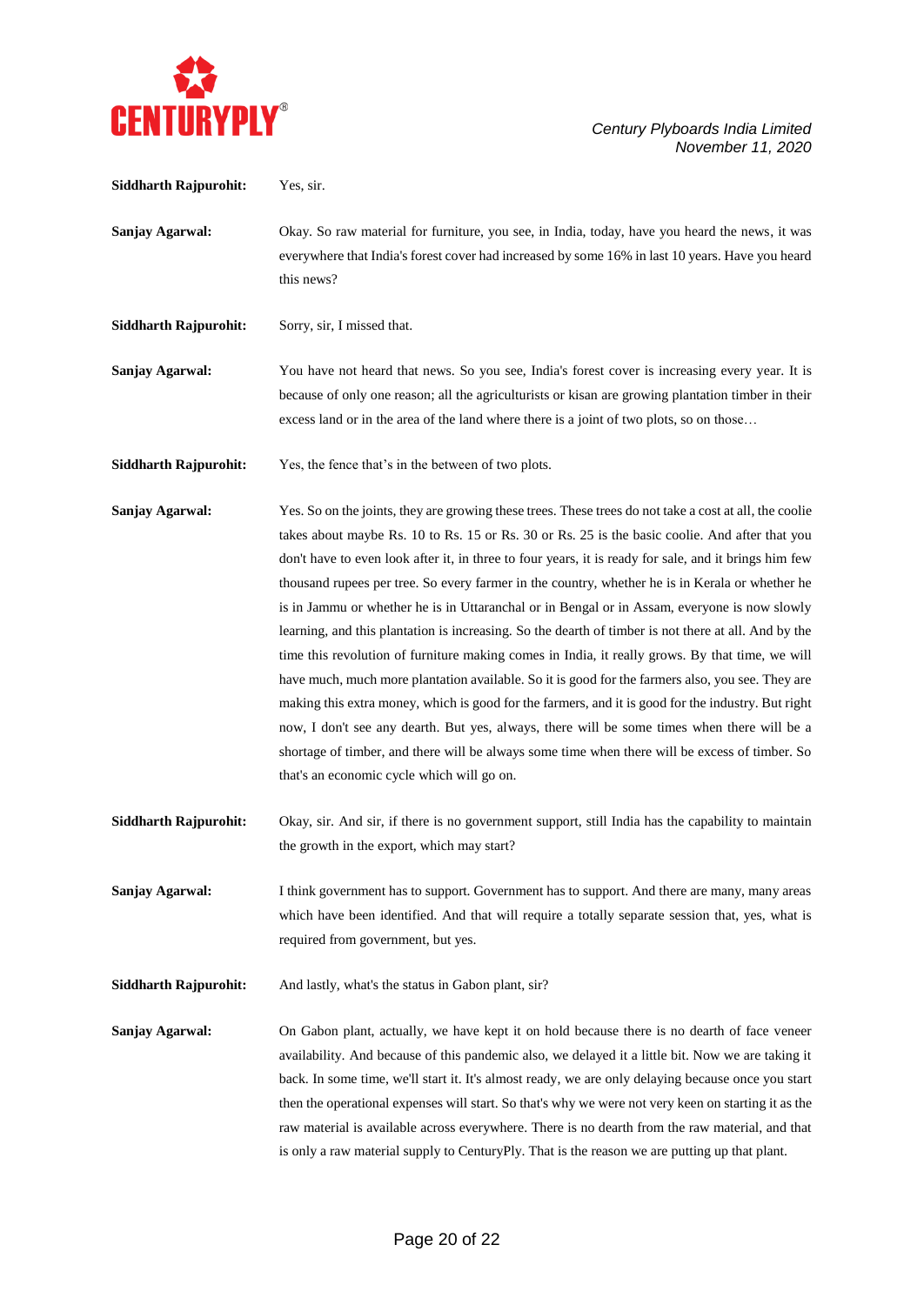**Siddharth Rajpurohit:** Yes, sir.

**Sanjay Agarwal:** Okay. So raw material for furniture, you see, in India, today, have you heard the news, it was everywhere that India's forest cover had increased by some 16% in last 10 years. Have you heard this news?

**Siddharth Rajpurohit:** Sorry, sir, I missed that.

**Sanjay Agarwal:** You have not heard that news. So you see, India's forest cover is increasing every year. It is because of only one reason; all the agriculturists or kisan are growing plantation timber in their excess land or in the area of the land where there is a joint of two plots, so on those…

**Siddharth Rajpurohit:** Yes, the fence that's in the between of two plots.

**Sanjay Agarwal:** Yes. So on the joints, they are growing these trees. These trees do not take a cost at all, the coolie takes about maybe Rs. 10 to Rs. 15 or Rs. 30 or Rs. 25 is the basic coolie. And after that you don't have to even look after it, in three to four years, it is ready for sale, and it brings him few thousand rupees per tree. So every farmer in the country, whether he is in Kerala or whether he is in Jammu or whether he is in Uttaranchal or in Bengal or in Assam, everyone is now slowly learning, and this plantation is increasing. So the dearth of timber is not there at all. And by the time this revolution of furniture making comes in India, it really grows. By that time, we will have much, much more plantation available. So it is good for the farmers also, you see. They are making this extra money, which is good for the farmers, and it is good for the industry. But right now, I don't see any dearth. But yes, always, there will be some times when there will be a shortage of timber, and there will be always some time when there will be excess of timber. So that's an economic cycle which will go on.

**Siddharth Rajpurohit:** Okay, sir. And sir, if there is no government support, still India has the capability to maintain the growth in the export, which may start?

**Sanjay Agarwal:** I think government has to support. Government has to support. And there are many, many areas which have been identified. And that will require a totally separate session that, yes, what is required from government, but yes.

**Siddharth Rajpurohit:** And lastly, what's the status in Gabon plant, sir?

**Sanjay Agarwal:** On Gabon plant, actually, we have kept it on hold because there is no dearth of face veneer availability. And because of this pandemic also, we delayed it a little bit. Now we are taking it back. In some time, we'll start it. It's almost ready, we are only delaying because once you start then the operational expenses will start. So that's why we were not very keen on starting it as the raw material is available across everywhere. There is no dearth from the raw material, and that is only a raw material supply to CenturyPly. That is the reason we are putting up that plant.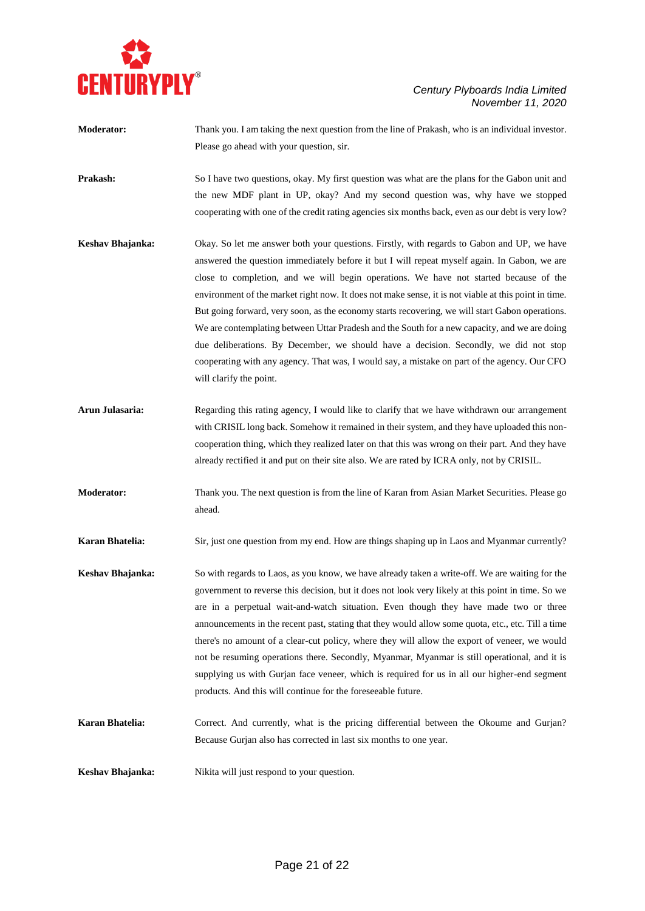**Moderator:** Thank you. I am taking the next question from the line of Prakash, who is an individual investor. Please go ahead with your question, sir.

**Prakash:** So I have two questions, okay. My first question was what are the plans for the Gabon unit and the new MDF plant in UP, okay? And my second question was, why have we stopped cooperating with one of the credit rating agencies six months back, even as our debt is very low?

**Keshav Bhajanka:** Okay. So let me answer both your questions. Firstly, with regards to Gabon and UP, we have answered the question immediately before it but I will repeat myself again. In Gabon, we are close to completion, and we will begin operations. We have not started because of the environment of the market right now. It does not make sense, it is not viable at this point in time. But going forward, very soon, as the economy starts recovering, we will start Gabon operations. We are contemplating between Uttar Pradesh and the South for a new capacity, and we are doing due deliberations. By December, we should have a decision. Secondly, we did not stop cooperating with any agency. That was, I would say, a mistake on part of the agency. Our CFO will clarify the point.

**Arun Julasaria:** Regarding this rating agency, I would like to clarify that we have withdrawn our arrangement with CRISIL long back. Somehow it remained in their system, and they have uploaded this non-cooperation thing, which they realized later on that this was wrong on their part. And they have already rectified it and put on their site also. We are rated by ICRA only, not by CRISIL.

**Moderator:** Thank you. The next question is from the line of Karan from Asian Market Securities. Please go ahead.

**Karan Bhatelia:** Sir, just one question from my end. How are things shaping up in Laos and Myanmar currently?

**Keshav Bhajanka:** So with regards to Laos, as you know, we have already taken a write-off. We are waiting for the government to reverse this decision, but it does not look very likely at this point in time. So we are in a perpetual wait-and-watch situation. Even though they have made two or three announcements in the recent past, stating that they would allow some quota, etc., etc. Till a time there's no amount of a clear-cut policy, where they will allow the export of veneer, we would not be resuming operations there. Secondly, Myanmar, Myanmar is still operational, and it is supplying us with Gurjan face veneer, which is required for us in all our higher-end segment products. And this will continue for the foreseeable future.

**Karan Bhatelia:** Correct. And currently, what is the pricing differential between the Okoume and Gurjan? Because Gurjan also has corrected in last six months to one year.

**Keshav Bhajanka:** Nikita will just respond to your question.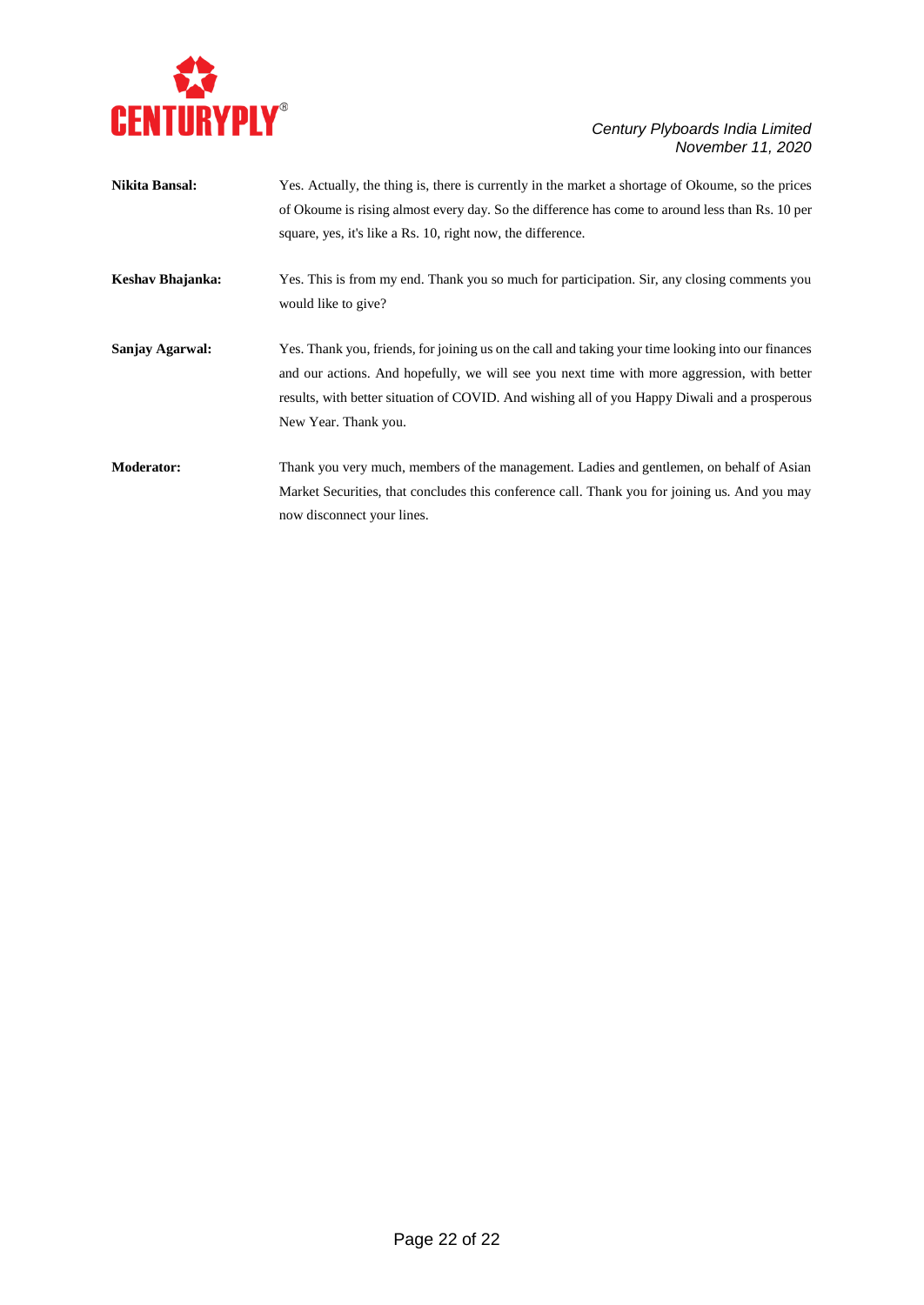**Nikita Bansal:** Yes. Actually, the thing is, there is currently in the market a shortage of Okoume, so the prices of Okoume is rising almost every day. So the difference has come to around less than Rs. 10 per square, yes, it's like a Rs. 10, right now, the difference.

**Keshav Bhajanka:** Yes. This is from my end. Thank you so much for participation. Sir, any closing comments you would like to give?

**Sanjay Agarwal:** Yes. Thank you, friends, for joining us on the call and taking your time looking into our finances and our actions. And hopefully, we will see you next time with more aggression, with better results, with better situation of COVID. And wishing all of you Happy Diwali and a prosperous New Year. Thank you.

**Moderator:** Thank you very much, members of the management. Ladies and gentlemen, on behalf of Asian Market Securities, that concludes this conference call. Thank you for joining us. And you may now disconnect your lines.